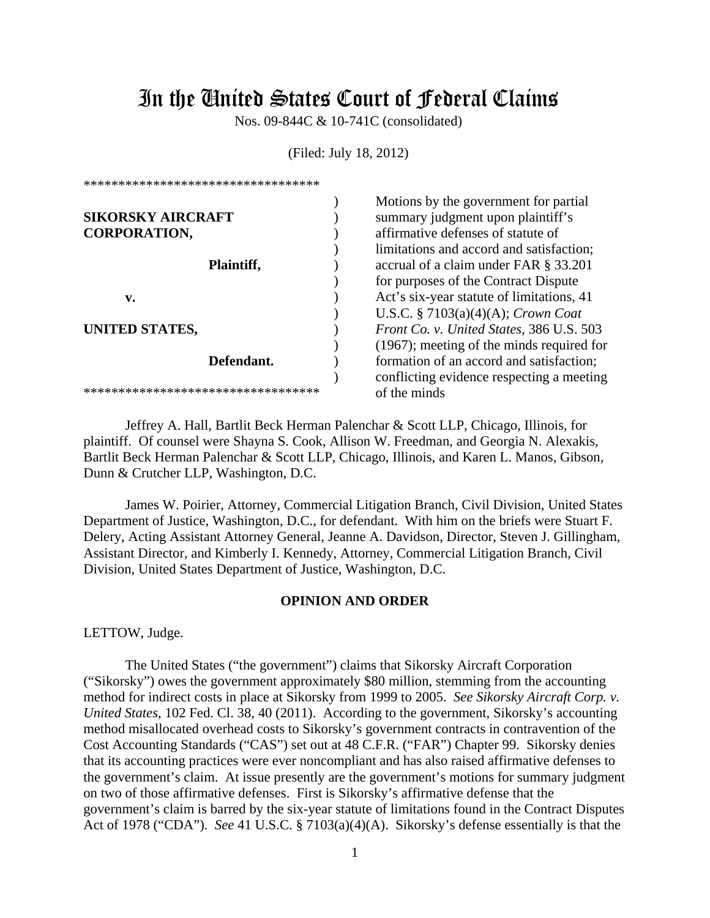# In the United States Court of Federal Claims

Nos. 09-844C & 10-741C (consolidated)

(Filed: July 18, 2012)

**********************************

**SIKORSKY AIRCRAFT CORPORATION,**

**Plaintiff,**

**v.**

**UNITED STATES,**

**Defendant.**

**********************************

Motions by the government for partial summary judgment upon plaintiff's affirmative defenses of statute of limitations and accord and satisfaction; accrual of a claim under FAR § 33.201 for purposes of the Contract Dispute Act's six-year statute of limitations, 41 U.S.C. § 7103(a)(4)(A); *Crown Coat Front Co. v. United States*, 386 U.S. 503 (1967); meeting of the minds required for formation of an accord and satisfaction; conflicting evidence respecting a meeting of the minds

Jeffrey A. Hall, Bartlit Beck Herman Palenchar & Scott LLP, Chicago, Illinois, for plaintiff. Of counsel were Shayna S. Cook, Allison W. Freedman, and Georgia N. Alexakis, Bartlit Beck Herman Palenchar & Scott LLP, Chicago, Illinois, and Karen L. Manos, Gibson, Dunn & Crutcher LLP, Washington, D.C.

James W. Poirier, Attorney, Commercial Litigation Branch, Civil Division, United States Department of Justice, Washington, D.C., for defendant. With him on the briefs were Stuart F. Delery, Acting Assistant Attorney General, Jeanne A. Davidson, Director, Steven J. Gillingham, Assistant Director, and Kimberly I. Kennedy, Attorney, Commercial Litigation Branch, Civil Division, United States Department of Justice, Washington, D.C.

## OPINION AND ORDER

LETTOW, Judge.

The United States ("the government") claims that Sikorsky Aircraft Corporation ("Sikorsky") owes the government approximately $80 million, stemming from the accounting method for indirect costs in place at Sikorsky from 1999 to 2005. *See Sikorsky Aircraft Corp. v. United States*, 102 Fed. Cl. 38, 40 (2011). According to the government, Sikorsky's accounting method misallocated overhead costs to Sikorsky's government contracts in contravention of the Cost Accounting Standards ("CAS") set out at 48 C.F.R. ("FAR") Chapter 99. Sikorsky denies that its accounting practices were ever noncompliant and has also raised affirmative defenses to the government's claim. At issue presently are the government's motions for summary judgment on two of those affirmative defenses. First is Sikorsky's affirmative defense that the government's claim is barred by the six-year statute of limitations found in the Contract Disputes Act of 1978 ("CDA"). *See* 41 U.S.C. § 7103(a)(4)(A). Sikorsky's defense essentially is that the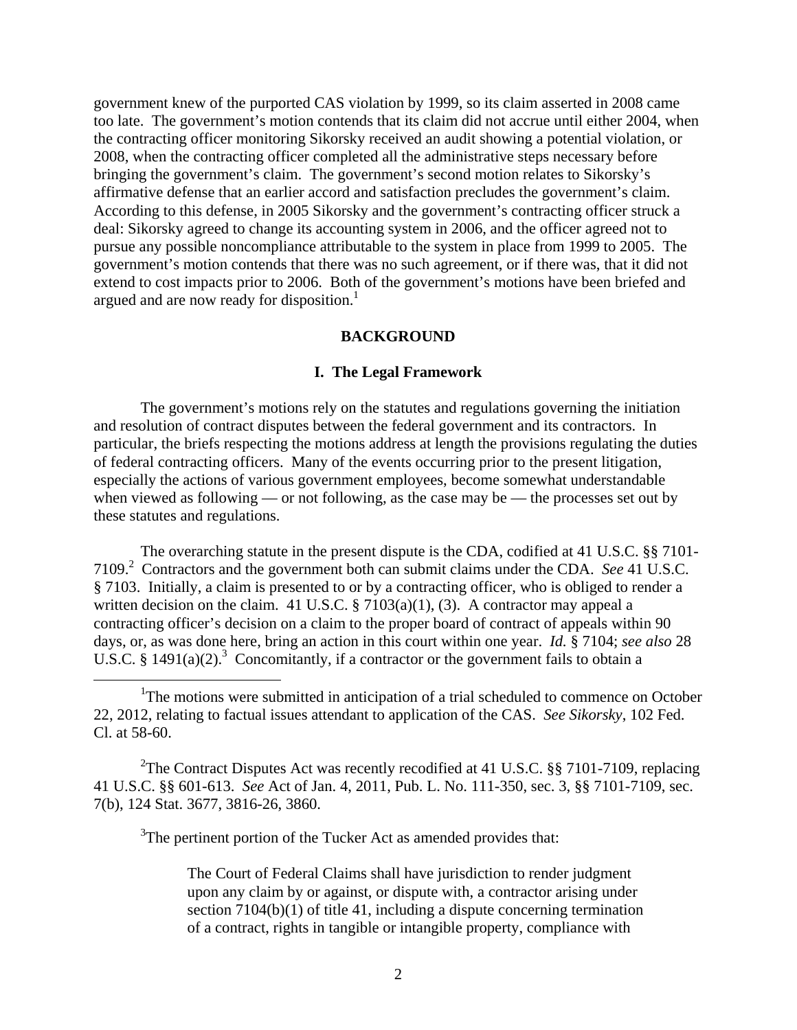government knew of the purported CAS violation by 1999, so its claim asserted in 2008 came too late. The government's motion contends that its claim did not accrue until either 2004, when the contracting officer monitoring Sikorsky received an audit showing a potential violation, or 2008, when the contracting officer completed all the administrative steps necessary before bringing the government's claim. The government's second motion relates to Sikorsky's affirmative defense that an earlier accord and satisfaction precludes the government's claim. According to this defense, in 2005 Sikorsky and the government's contracting officer struck a deal: Sikorsky agreed to change its accounting system in 2006, and the officer agreed not to pursue any possible noncompliance attributable to the system in place from 1999 to 2005. The government's motion contends that there was no such agreement, or if there was, that it did not extend to cost impacts prior to 2006. Both of the government's motions have been briefed and argued and are now ready for disposition.[1]

## BACKGROUND

### I. The Legal Framework

The government's motions rely on the statutes and regulations governing the initiation and resolution of contract disputes between the federal government and its contractors. In particular, the briefs respecting the motions address at length the provisions regulating the duties of federal contracting officers. Many of the events occurring prior to the present litigation, especially the actions of various government employees, become somewhat understandable when viewed as following — or not following, as the case may be — the processes set out by these statutes and regulations.

The overarching statute in the present dispute is the CDA, codified at 41 U.S.C. §§ 7101-7109.[2] Contractors and the government both can submit claims under the CDA. *See* 41 U.S.C. § 7103. Initially, a claim is presented to or by a contracting officer, who is obliged to render a written decision on the claim. 41 U.S.C. § 7103(a)(1), (3). A contractor may appeal a contracting officer's decision on a claim to the proper board of contract of appeals within 90 days, or, as was done here, bring an action in this court within one year. *Id.* § 7104; *see also* 28 U.S.C. § 1491(a)(2).[3] Concomitantly, if a contractor or the government fails to obtain a

---

[1]The motions were submitted in anticipation of a trial scheduled to commence on October 22, 2012, relating to factual issues attendant to application of the CAS. *See Sikorsky*, 102 Fed. Cl. at 58-60.

[2]The Contract Disputes Act was recently recodified at 41 U.S.C. §§ 7101-7109, replacing 41 U.S.C. §§ 601-613. *See* Act of Jan. 4, 2011, Pub. L. No. 111-350, sec. 3, §§ 7101-7109, sec. 7(b), 124 Stat. 3677, 3816-26, 3860.

[3]The pertinent portion of the Tucker Act as amended provides that:

> The Court of Federal Claims shall have jurisdiction to render judgment upon any claim by or against, or dispute with, a contractor arising under section 7104(b)(1) of title 41, including a dispute concerning termination of a contract, rights in tangible or intangible property, compliance with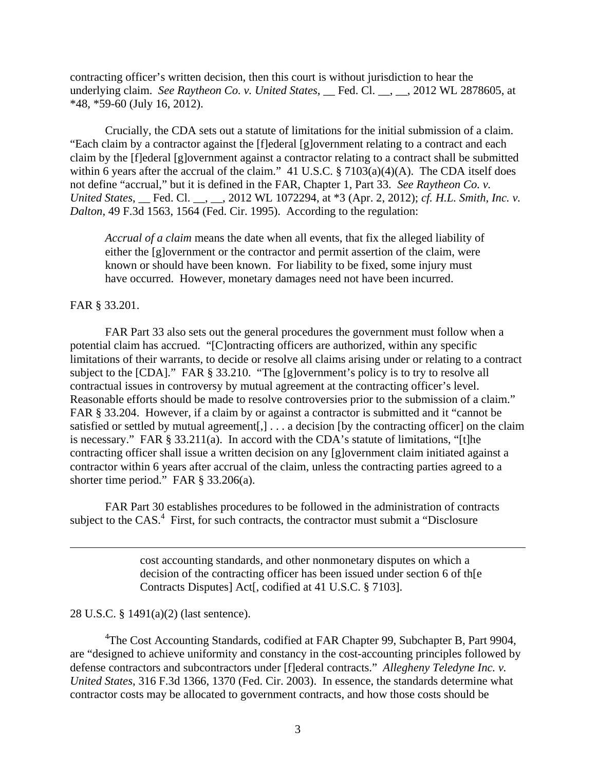contracting officer's written decision, then this court is without jurisdiction to hear the underlying claim. *See Raytheon Co. v. United States*, __ Fed. Cl. __, __, 2012 WL 2878605, at *48, *59-60 (July 16, 2012).

Crucially, the CDA sets out a statute of limitations for the initial submission of a claim. "Each claim by a contractor against the [f]ederal [g]overnment relating to a contract and each claim by the [f]ederal [g]overnment against a contractor relating to a contract shall be submitted within 6 years after the accrual of the claim." 41 U.S.C. § 7103(a)(4)(A). The CDA itself does not define "accrual," but it is defined in the FAR, Chapter 1, Part 33. *See Raytheon Co. v. United States*, __ Fed. Cl. __, __, 2012 WL 1072294, at *3 (Apr. 2, 2012); *cf. H.L. Smith, Inc. v. Dalton*, 49 F.3d 1563, 1564 (Fed. Cir. 1995). According to the regulation:

> *Accrual of a claim* means the date when all events, that fix the alleged liability of either the [g]overnment or the contractor and permit assertion of the claim, were known or should have been known. For liability to be fixed, some injury must have occurred. However, monetary damages need not have been incurred.

FAR § 33.201.

FAR Part 33 also sets out the general procedures the government must follow when a potential claim has accrued. "[C]ontracting officers are authorized, within any specific limitations of their warrants, to decide or resolve all claims arising under or relating to a contract subject to the [CDA]." FAR § 33.210. "The [g]overnment's policy is to try to resolve all contractual issues in controversy by mutual agreement at the contracting officer's level. Reasonable efforts should be made to resolve controversies prior to the submission of a claim." FAR § 33.204. However, if a claim by or against a contractor is submitted and it "cannot be satisfied or settled by mutual agreement[,] . . . a decision [by the contracting officer] on the claim is necessary." FAR § 33.211(a). In accord with the CDA's statute of limitations, "[t]he contracting officer shall issue a written decision on any [g]overnment claim initiated against a contractor within 6 years after accrual of the claim, unless the contracting parties agreed to a shorter time period." FAR § 33.206(a).

FAR Part 30 establishes procedures to be followed in the administration of contracts subject to the CAS.[4] First, for such contracts, the contractor must submit a "Disclosure

---

> cost accounting standards, and other nonmonetary disputes on which a decision of the contracting officer has been issued under section 6 of th[e Contracts Disputes] Act[, codified at 41 U.S.C. § 7103].

28 U.S.C. § 1491(a)(2) (last sentence).

[4]The Cost Accounting Standards, codified at FAR Chapter 99, Subchapter B, Part 9904, are "designed to achieve uniformity and constancy in the cost-accounting principles followed by defense contractors and subcontractors under [f]ederal contracts." *Allegheny Teledyne Inc. v. United States*, 316 F.3d 1366, 1370 (Fed. Cir. 2003). In essence, the standards determine what contractor costs may be allocated to government contracts, and how those costs should be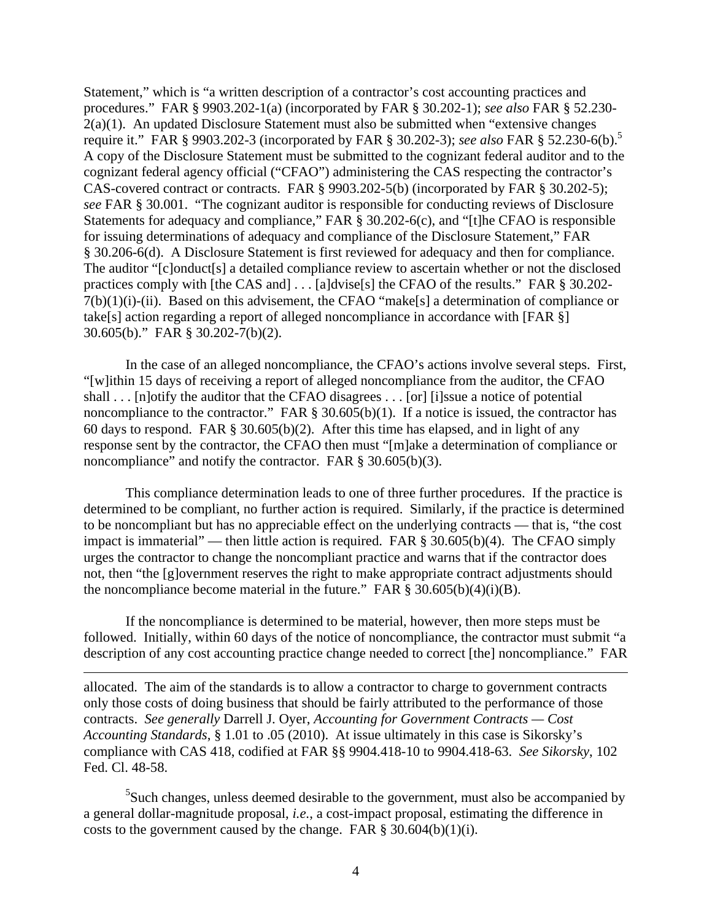Statement," which is "a written description of a contractor's cost accounting practices and procedures." FAR § 9903.202-1(a) (incorporated by FAR § 30.202-1); *see also* FAR § 52.230-2(a)(1). An updated Disclosure Statement must also be submitted when "extensive changes require it." FAR § 9903.202-3 (incorporated by FAR § 30.202-3); *see also* FAR § 52.230-6(b).[5] A copy of the Disclosure Statement must be submitted to the cognizant federal auditor and to the cognizant federal agency official ("CFAO") administering the CAS respecting the contractor's CAS-covered contract or contracts. FAR § 9903.202-5(b) (incorporated by FAR § 30.202-5); *see* FAR § 30.001. "The cognizant auditor is responsible for conducting reviews of Disclosure Statements for adequacy and compliance," FAR § 30.202-6(c), and "[t]he CFAO is responsible for issuing determinations of adequacy and compliance of the Disclosure Statement," FAR § 30.206-6(d). A Disclosure Statement is first reviewed for adequacy and then for compliance. The auditor "[c]onduct[s] a detailed compliance review to ascertain whether or not the disclosed practices comply with [the CAS and] . . . [a]dvise[s] the CFAO of the results." FAR § 30.202-7(b)(1)(i)-(ii). Based on this advisement, the CFAO "make[s] a determination of compliance or take[s] action regarding a report of alleged noncompliance in accordance with [FAR §] 30.605(b)." FAR § 30.202-7(b)(2).

In the case of an alleged noncompliance, the CFAO's actions involve several steps. First, "[w]ithin 15 days of receiving a report of alleged noncompliance from the auditor, the CFAO shall . . . [n]otify the auditor that the CFAO disagrees . . . [or] [i]ssue a notice of potential noncompliance to the contractor." FAR § 30.605(b)(1). If a notice is issued, the contractor has 60 days to respond. FAR § 30.605(b)(2). After this time has elapsed, and in light of any response sent by the contractor, the CFAO then must "[m]ake a determination of compliance or noncompliance" and notify the contractor. FAR § 30.605(b)(3).

This compliance determination leads to one of three further procedures. If the practice is determined to be compliant, no further action is required. Similarly, if the practice is determined to be noncompliant but has no appreciable effect on the underlying contracts — that is, "the cost impact is immaterial" — then little action is required. FAR § 30.605(b)(4). The CFAO simply urges the contractor to change the noncompliant practice and warns that if the contractor does not, then "the [g]overnment reserves the right to make appropriate contract adjustments should the noncompliance become material in the future." FAR § 30.605(b)(4)(i)(B).

If the noncompliance is determined to be material, however, then more steps must be followed. Initially, within 60 days of the notice of noncompliance, the contractor must submit "a description of any cost accounting practice change needed to correct [the] noncompliance." FAR

---

allocated. The aim of the standards is to allow a contractor to charge to government contracts only those costs of doing business that should be fairly attributed to the performance of those contracts. *See generally* Darrell J. Oyer, *Accounting for Government Contracts — Cost Accounting Standards*, § 1.01 to .05 (2010). At issue ultimately in this case is Sikorsky's compliance with CAS 418, codified at FAR §§ 9904.418-10 to 9904.418-63. *See Sikorsky*, 102 Fed. Cl. 48-58.

[5] Such changes, unless deemed desirable to the government, must also be accompanied by a general dollar-magnitude proposal, *i.e.*, a cost-impact proposal, estimating the difference in costs to the government caused by the change. FAR § 30.604(b)(1)(i).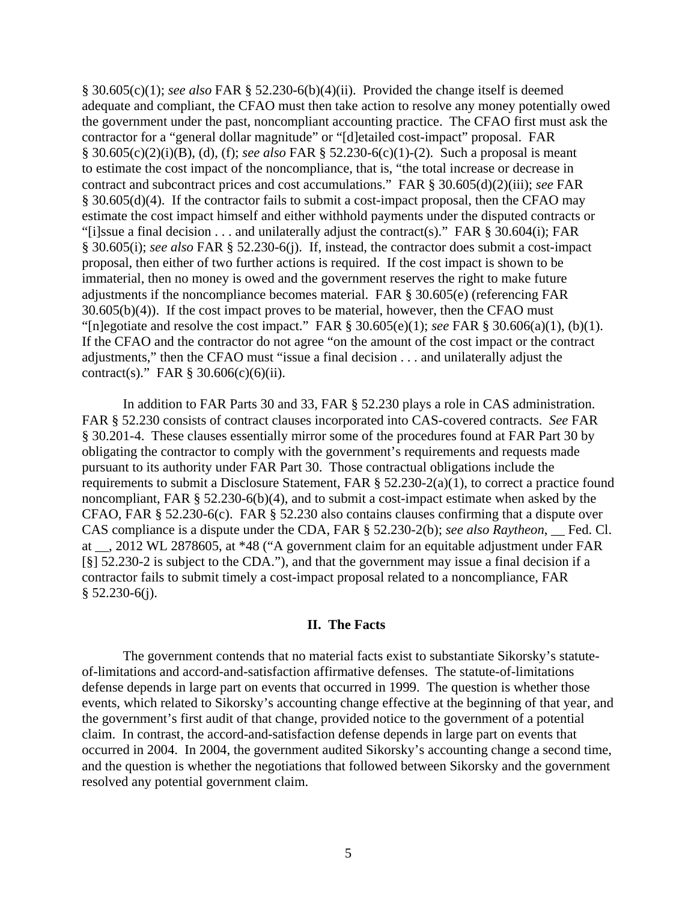§ 30.605(c)(1); *see also* FAR § 52.230-6(b)(4)(ii). Provided the change itself is deemed adequate and compliant, the CFAO must then take action to resolve any money potentially owed the government under the past, noncompliant accounting practice. The CFAO first must ask the contractor for a "general dollar magnitude" or "[d]etailed cost-impact" proposal. FAR § 30.605(c)(2)(i)(B), (d), (f); *see also* FAR § 52.230-6(c)(1)-(2). Such a proposal is meant to estimate the cost impact of the noncompliance, that is, "the total increase or decrease in contract and subcontract prices and cost accumulations." FAR § 30.605(d)(2)(iii); *see* FAR § 30.605(d)(4). If the contractor fails to submit a cost-impact proposal, then the CFAO may estimate the cost impact himself and either withhold payments under the disputed contracts or "[i]ssue a final decision . . . and unilaterally adjust the contract(s)." FAR § 30.604(i); FAR § 30.605(i); *see also* FAR § 52.230-6(j). If, instead, the contractor does submit a cost-impact proposal, then either of two further actions is required. If the cost impact is shown to be immaterial, then no money is owed and the government reserves the right to make future adjustments if the noncompliance becomes material. FAR § 30.605(e) (referencing FAR 30.605(b)(4)). If the cost impact proves to be material, however, then the CFAO must "[n]egotiate and resolve the cost impact." FAR § 30.605(e)(1); *see* FAR § 30.606(a)(1), (b)(1). If the CFAO and the contractor do not agree "on the amount of the cost impact or the contract adjustments," then the CFAO must "issue a final decision . . . and unilaterally adjust the contract(s)." FAR § 30.606(c)(6)(ii).

In addition to FAR Parts 30 and 33, FAR § 52.230 plays a role in CAS administration. FAR § 52.230 consists of contract clauses incorporated into CAS-covered contracts. *See* FAR § 30.201-4. These clauses essentially mirror some of the procedures found at FAR Part 30 by obligating the contractor to comply with the government's requirements and requests made pursuant to its authority under FAR Part 30. Those contractual obligations include the requirements to submit a Disclosure Statement, FAR § 52.230-2(a)(1), to correct a practice found noncompliant, FAR § 52.230-6(b)(4), and to submit a cost-impact estimate when asked by the CFAO, FAR § 52.230-6(c). FAR § 52.230 also contains clauses confirming that a dispute over CAS compliance is a dispute under the CDA, FAR § 52.230-2(b); *see also Raytheon*, __ Fed. Cl. at __, 2012 WL 2878605, at *48 ("A government claim for an equitable adjustment under FAR [§] 52.230-2 is subject to the CDA."), and that the government may issue a final decision if a contractor fails to submit timely a cost-impact proposal related to a noncompliance, FAR § 52.230-6(j).

## II. The Facts

The government contends that no material facts exist to substantiate Sikorsky's statute-of-limitations and accord-and-satisfaction affirmative defenses. The statute-of-limitations defense depends in large part on events that occurred in 1999. The question is whether those events, which related to Sikorsky's accounting change effective at the beginning of that year, and the government's first audit of that change, provided notice to the government of a potential claim. In contrast, the accord-and-satisfaction defense depends in large part on events that occurred in 2004. In 2004, the government audited Sikorsky's accounting change a second time, and the question is whether the negotiations that followed between Sikorsky and the government resolved any potential government claim.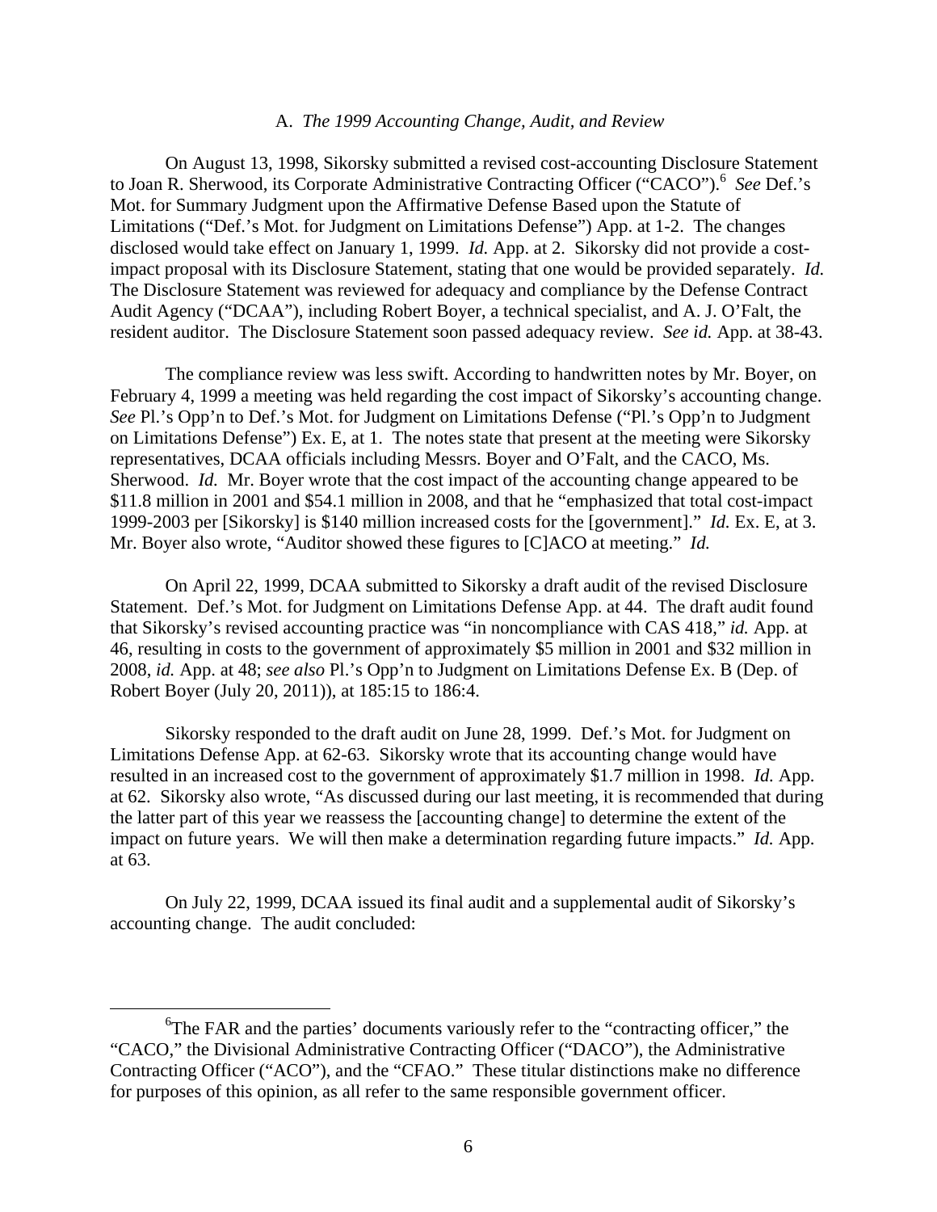### A. *The 1999 Accounting Change, Audit, and Review*

On August 13, 1998, Sikorsky submitted a revised cost-accounting Disclosure Statement to Joan R. Sherwood, its Corporate Administrative Contracting Officer ("CACO").[6] *See* Def.'s Mot. for Summary Judgment upon the Affirmative Defense Based upon the Statute of Limitations ("Def.'s Mot. for Judgment on Limitations Defense") App. at 1-2. The changes disclosed would take effect on January 1, 1999. *Id.* App. at 2. Sikorsky did not provide a cost-impact proposal with its Disclosure Statement, stating that one would be provided separately. *Id.* The Disclosure Statement was reviewed for adequacy and compliance by the Defense Contract Audit Agency ("DCAA"), including Robert Boyer, a technical specialist, and A. J. O'Falt, the resident auditor. The Disclosure Statement soon passed adequacy review. *See id.* App. at 38-43.

The compliance review was less swift. According to handwritten notes by Mr. Boyer, on February 4, 1999 a meeting was held regarding the cost impact of Sikorsky's accounting change. *See* Pl.'s Opp'n to Def.'s Mot. for Judgment on Limitations Defense ("Pl.'s Opp'n to Judgment on Limitations Defense") Ex. E, at 1. The notes state that present at the meeting were Sikorsky representatives, DCAA officials including Messrs. Boyer and O'Falt, and the CACO, Ms. Sherwood. *Id.* Mr. Boyer wrote that the cost impact of the accounting change appeared to be \$11.8 million in 2001 and \$54.1 million in 2008, and that he "emphasized that total cost-impact 1999-2003 per [Sikorsky] is \$140 million increased costs for the [government]." *Id.* Ex. E, at 3. Mr. Boyer also wrote, "Auditor showed these figures to [C]ACO at meeting." *Id.*

On April 22, 1999, DCAA submitted to Sikorsky a draft audit of the revised Disclosure Statement. Def.'s Mot. for Judgment on Limitations Defense App. at 44. The draft audit found that Sikorsky's revised accounting practice was "in noncompliance with CAS 418," *id.* App. at 46, resulting in costs to the government of approximately \$5 million in 2001 and \$32 million in 2008, *id.* App. at 48; *see also* Pl.'s Opp'n to Judgment on Limitations Defense Ex. B (Dep. of Robert Boyer (July 20, 2011)), at 185:15 to 186:4.

Sikorsky responded to the draft audit on June 28, 1999. Def.'s Mot. for Judgment on Limitations Defense App. at 62-63. Sikorsky wrote that its accounting change would have resulted in an increased cost to the government of approximately \$1.7 million in 1998. *Id.* App. at 62. Sikorsky also wrote, "As discussed during our last meeting, it is recommended that during the latter part of this year we reassess the [accounting change] to determine the extent of the impact on future years. We will then make a determination regarding future impacts." *Id.* App. at 63.

On July 22, 1999, DCAA issued its final audit and a supplemental audit of Sikorsky's accounting change. The audit concluded:

---

[6] The FAR and the parties' documents variously refer to the "contracting officer," the "CACO," the Divisional Administrative Contracting Officer ("DACO"), the Administrative Contracting Officer ("ACO"), and the "CFAO." These titular distinctions make no difference for purposes of this opinion, as all refer to the same responsible government officer.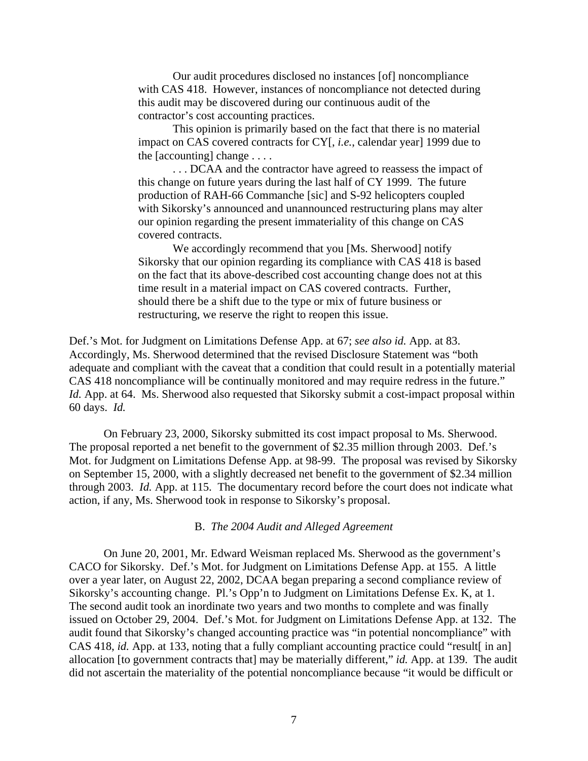> Our audit procedures disclosed no instances [of] noncompliance with CAS 418. However, instances of noncompliance not detected during this audit may be discovered during our continuous audit of the contractor's cost accounting practices.
>
> This opinion is primarily based on the fact that there is no material impact on CAS covered contracts for CY[, *i.e.*, calendar year] 1999 due to the [accounting] change . . . .
>
> . . . DCAA and the contractor have agreed to reassess the impact of this change on future years during the last half of CY 1999. The future production of RAH-66 Commanche [sic] and S-92 helicopters coupled with Sikorsky's announced and unannounced restructuring plans may alter our opinion regarding the present immateriality of this change on CAS covered contracts.
>
> We accordingly recommend that you [Ms. Sherwood] notify Sikorsky that our opinion regarding its compliance with CAS 418 is based on the fact that its above-described cost accounting change does not at this time result in a material impact on CAS covered contracts. Further, should there be a shift due to the type or mix of future business or restructuring, we reserve the right to reopen this issue.

Def.'s Mot. for Judgment on Limitations Defense App. at 67; *see also id.* App. at 83. Accordingly, Ms. Sherwood determined that the revised Disclosure Statement was "both adequate and compliant with the caveat that a condition that could result in a potentially material CAS 418 noncompliance will be continually monitored and may require redress in the future." *Id.* App. at 64. Ms. Sherwood also requested that Sikorsky submit a cost-impact proposal within 60 days. *Id.*

On February 23, 2000, Sikorsky submitted its cost impact proposal to Ms. Sherwood. The proposal reported a net benefit to the government of $2.35 million through 2003. Def.'s Mot. for Judgment on Limitations Defense App. at 98-99. The proposal was revised by Sikorsky on September 15, 2000, with a slightly decreased net benefit to the government of $2.34 million through 2003. *Id.* App. at 115. The documentary record before the court does not indicate what action, if any, Ms. Sherwood took in response to Sikorsky's proposal.

### B. *The 2004 Audit and Alleged Agreement*

On June 20, 2001, Mr. Edward Weisman replaced Ms. Sherwood as the government's CACO for Sikorsky. Def.'s Mot. for Judgment on Limitations Defense App. at 155. A little over a year later, on August 22, 2002, DCAA began preparing a second compliance review of Sikorsky's accounting change. Pl.'s Opp'n to Judgment on Limitations Defense Ex. K, at 1. The second audit took an inordinate two years and two months to complete and was finally issued on October 29, 2004. Def.'s Mot. for Judgment on Limitations Defense App. at 132. The audit found that Sikorsky's changed accounting practice was "in potential noncompliance" with CAS 418, *id.* App. at 133, noting that a fully compliant accounting practice could "result[ in an] allocation [to government contracts that] may be materially different," *id.* App. at 139. The audit did not ascertain the materiality of the potential noncompliance because "it would be difficult or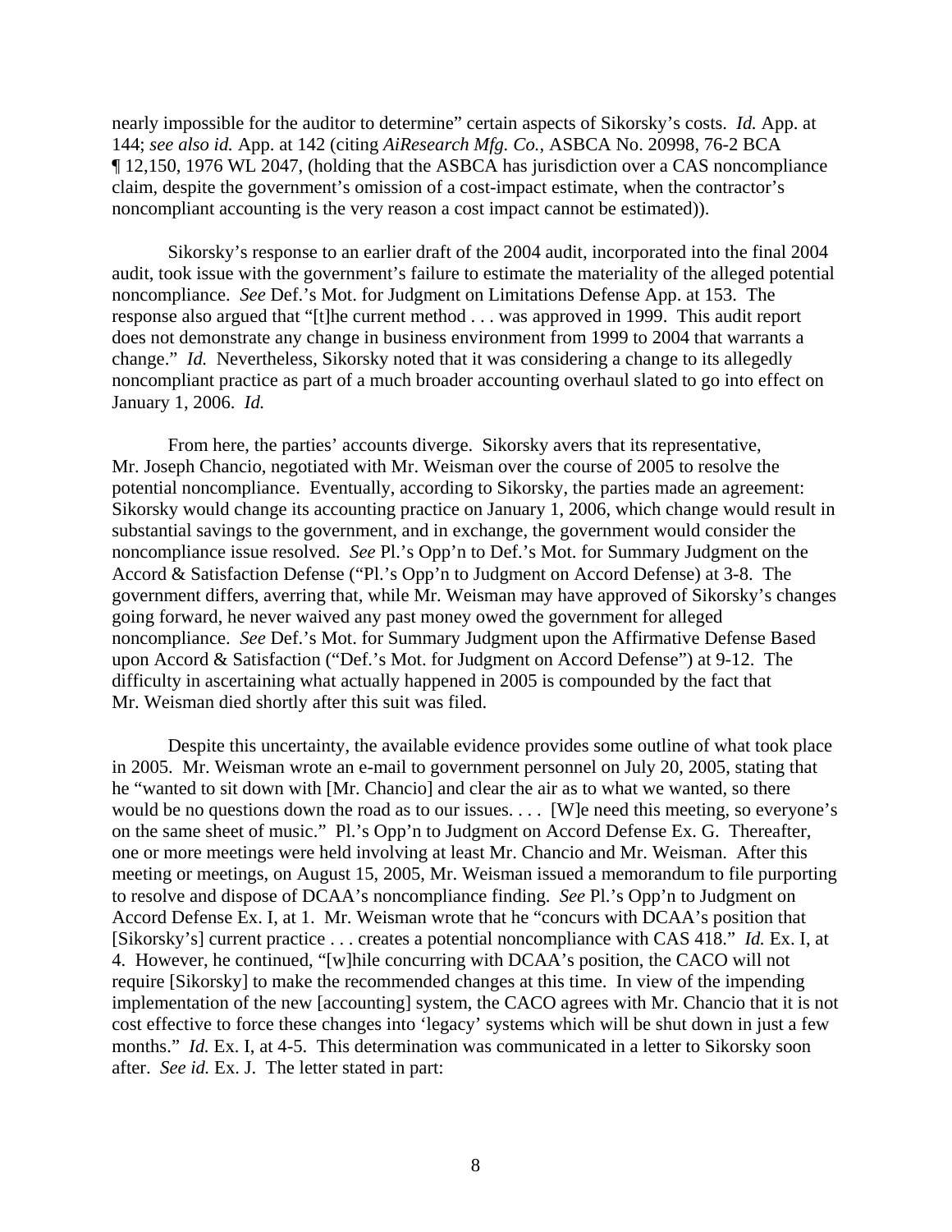nearly impossible for the auditor to determine" certain aspects of Sikorsky's costs. *Id.* App. at 144; *see also id.* App. at 142 (citing *AiResearch Mfg. Co.*, ASBCA No. 20998, 76-2 BCA ¶ 12,150, 1976 WL 2047, (holding that the ASBCA has jurisdiction over a CAS noncompliance claim, despite the government's omission of a cost-impact estimate, when the contractor's noncompliant accounting is the very reason a cost impact cannot be estimated)).

Sikorsky's response to an earlier draft of the 2004 audit, incorporated into the final 2004 audit, took issue with the government's failure to estimate the materiality of the alleged potential noncompliance. *See* Def.'s Mot. for Judgment on Limitations Defense App. at 153. The response also argued that "[t]he current method . . . was approved in 1999. This audit report does not demonstrate any change in business environment from 1999 to 2004 that warrants a change." *Id.* Nevertheless, Sikorsky noted that it was considering a change to its allegedly noncompliant practice as part of a much broader accounting overhaul slated to go into effect on January 1, 2006. *Id.*

From here, the parties' accounts diverge. Sikorsky avers that its representative, Mr. Joseph Chancio, negotiated with Mr. Weisman over the course of 2005 to resolve the potential noncompliance. Eventually, according to Sikorsky, the parties made an agreement: Sikorsky would change its accounting practice on January 1, 2006, which change would result in substantial savings to the government, and in exchange, the government would consider the noncompliance issue resolved. *See* Pl.'s Opp'n to Def.'s Mot. for Summary Judgment on the Accord & Satisfaction Defense ("Pl.'s Opp'n to Judgment on Accord Defense) at 3-8. The government differs, averring that, while Mr. Weisman may have approved of Sikorsky's changes going forward, he never waived any past money owed the government for alleged noncompliance. *See* Def.'s Mot. for Summary Judgment upon the Affirmative Defense Based upon Accord & Satisfaction ("Def.'s Mot. for Judgment on Accord Defense") at 9-12. The difficulty in ascertaining what actually happened in 2005 is compounded by the fact that Mr. Weisman died shortly after this suit was filed.

Despite this uncertainty, the available evidence provides some outline of what took place in 2005. Mr. Weisman wrote an e-mail to government personnel on July 20, 2005, stating that he "wanted to sit down with [Mr. Chancio] and clear the air as to what we wanted, so there would be no questions down the road as to our issues. . . . [W]e need this meeting, so everyone's on the same sheet of music." Pl.'s Opp'n to Judgment on Accord Defense Ex. G. Thereafter, one or more meetings were held involving at least Mr. Chancio and Mr. Weisman. After this meeting or meetings, on August 15, 2005, Mr. Weisman issued a memorandum to file purporting to resolve and dispose of DCAA's noncompliance finding. *See* Pl.'s Opp'n to Judgment on Accord Defense Ex. I, at 1. Mr. Weisman wrote that he "concurs with DCAA's position that [Sikorsky's] current practice . . . creates a potential noncompliance with CAS 418." *Id.* Ex. I, at 4. However, he continued, "[w]hile concurring with DCAA's position, the CACO will not require [Sikorsky] to make the recommended changes at this time. In view of the impending implementation of the new [accounting] system, the CACO agrees with Mr. Chancio that it is not cost effective to force these changes into 'legacy' systems which will be shut down in just a few months." *Id.* Ex. I, at 4-5. This determination was communicated in a letter to Sikorsky soon after. *See id.* Ex. J. The letter stated in part: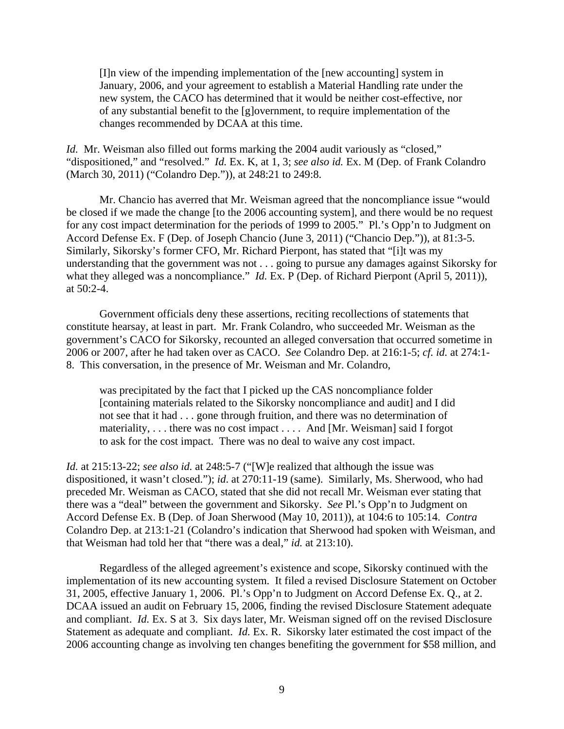> [I]n view of the impending implementation of the [new accounting] system in January, 2006, and your agreement to establish a Material Handling rate under the new system, the CACO has determined that it would be neither cost-effective, nor of any substantial benefit to the [g]overnment, to require implementation of the changes recommended by DCAA at this time.

*Id.* Mr. Weisman also filled out forms marking the 2004 audit variously as "closed," "dispositioned," and "resolved." *Id.* Ex. K, at 1, 3; *see also id.* Ex. M (Dep. of Frank Colandro (March 30, 2011) ("Colandro Dep.")), at 248:21 to 249:8.

Mr. Chancio has averred that Mr. Weisman agreed that the noncompliance issue "would be closed if we made the change [to the 2006 accounting system], and there would be no request for any cost impact determination for the periods of 1999 to 2005." Pl.'s Opp'n to Judgment on Accord Defense Ex. F (Dep. of Joseph Chancio (June 3, 2011) ("Chancio Dep.")), at 81:3-5. Similarly, Sikorsky's former CFO, Mr. Richard Pierpont, has stated that "[i]t was my understanding that the government was not . . . going to pursue any damages against Sikorsky for what they alleged was a noncompliance." *Id.* Ex. P (Dep. of Richard Pierpont (April 5, 2011)), at 50:2-4.

Government officials deny these assertions, reciting recollections of statements that constitute hearsay, at least in part. Mr. Frank Colandro, who succeeded Mr. Weisman as the government's CACO for Sikorsky, recounted an alleged conversation that occurred sometime in 2006 or 2007, after he had taken over as CACO. *See* Colandro Dep. at 216:1-5; *cf. id.* at 274:1-8. This conversation, in the presence of Mr. Weisman and Mr. Colandro,

> was precipitated by the fact that I picked up the CAS noncompliance folder [containing materials related to the Sikorsky noncompliance and audit] and I did not see that it had . . . gone through fruition, and there was no determination of materiality, . . . there was no cost impact . . . . And [Mr. Weisman] said I forgot to ask for the cost impact. There was no deal to waive any cost impact.

*Id.* at 215:13-22; *see also id.* at 248:5-7 ("[W]e realized that although the issue was dispositioned, it wasn't closed."); *id*. at 270:11-19 (same). Similarly, Ms. Sherwood, who had preceded Mr. Weisman as CACO, stated that she did not recall Mr. Weisman ever stating that there was a "deal" between the government and Sikorsky. *See* Pl.'s Opp'n to Judgment on Accord Defense Ex. B (Dep. of Joan Sherwood (May 10, 2011)), at 104:6 to 105:14. *Contra* Colandro Dep. at 213:1-21 (Colandro's indication that Sherwood had spoken with Weisman, and that Weisman had told her that "there was a deal," *id.* at 213:10).

Regardless of the alleged agreement's existence and scope, Sikorsky continued with the implementation of its new accounting system. It filed a revised Disclosure Statement on October 31, 2005, effective January 1, 2006. Pl.'s Opp'n to Judgment on Accord Defense Ex. Q., at 2. DCAA issued an audit on February 15, 2006, finding the revised Disclosure Statement adequate and compliant. *Id.* Ex. S at 3. Six days later, Mr. Weisman signed off on the revised Disclosure Statement as adequate and compliant. *Id.* Ex. R. Sikorsky later estimated the cost impact of the 2006 accounting change as involving ten changes benefiting the government for $58 million, and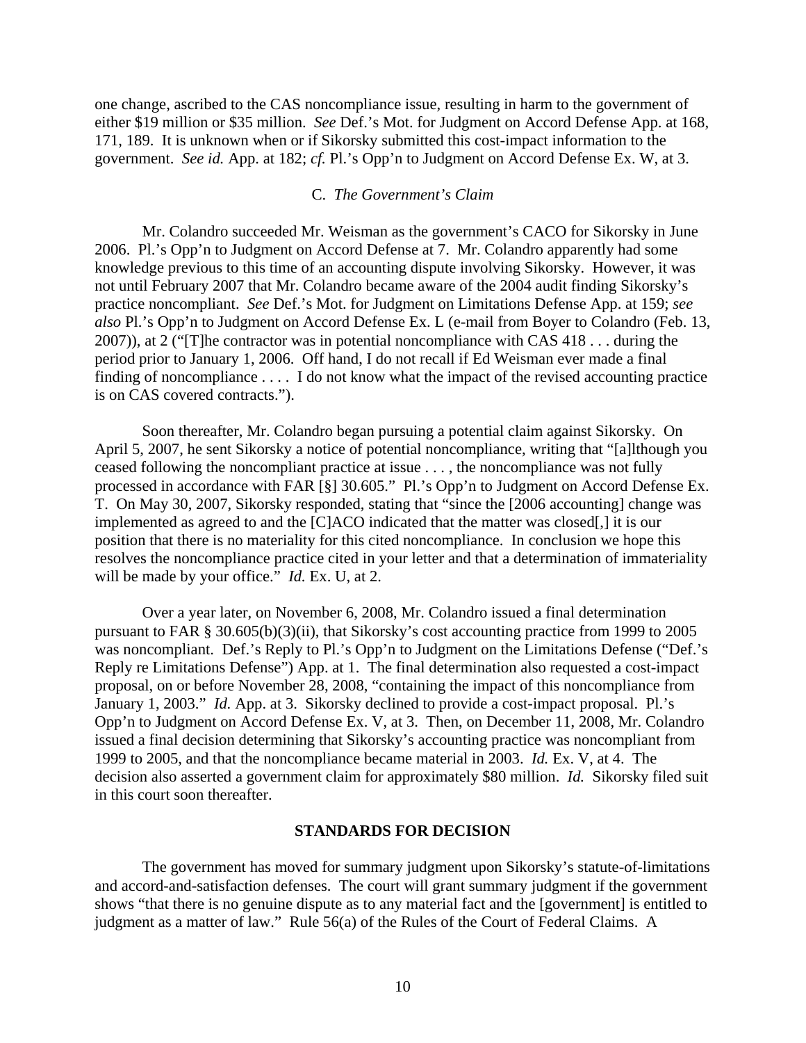one change, ascribed to the CAS noncompliance issue, resulting in harm to the government of either $19 million or $35 million. *See* Def.'s Mot. for Judgment on Accord Defense App. at 168, 171, 189. It is unknown when or if Sikorsky submitted this cost-impact information to the government. *See id.* App. at 182; *cf.* Pl.'s Opp'n to Judgment on Accord Defense Ex. W, at 3.

### C. *The Government's Claim*

Mr. Colandro succeeded Mr. Weisman as the government's CACO for Sikorsky in June 2006. Pl.'s Opp'n to Judgment on Accord Defense at 7. Mr. Colandro apparently had some knowledge previous to this time of an accounting dispute involving Sikorsky. However, it was not until February 2007 that Mr. Colandro became aware of the 2004 audit finding Sikorsky's practice noncompliant. *See* Def.'s Mot. for Judgment on Limitations Defense App. at 159; *see also* Pl.'s Opp'n to Judgment on Accord Defense Ex. L (e-mail from Boyer to Colandro (Feb. 13, 2007)), at 2 ("[T]he contractor was in potential noncompliance with CAS 418 . . . during the period prior to January 1, 2006. Off hand, I do not recall if Ed Weisman ever made a final finding of noncompliance . . . . I do not know what the impact of the revised accounting practice is on CAS covered contracts.").

Soon thereafter, Mr. Colandro began pursuing a potential claim against Sikorsky. On April 5, 2007, he sent Sikorsky a notice of potential noncompliance, writing that "[a]lthough you ceased following the noncompliant practice at issue . . . , the noncompliance was not fully processed in accordance with FAR [§] 30.605." Pl.'s Opp'n to Judgment on Accord Defense Ex. T. On May 30, 2007, Sikorsky responded, stating that "since the [2006 accounting] change was implemented as agreed to and the [C]ACO indicated that the matter was closed[,] it is our position that there is no materiality for this cited noncompliance. In conclusion we hope this resolves the noncompliance practice cited in your letter and that a determination of immateriality will be made by your office." *Id.* Ex. U, at 2.

Over a year later, on November 6, 2008, Mr. Colandro issued a final determination pursuant to FAR § 30.605(b)(3)(ii), that Sikorsky's cost accounting practice from 1999 to 2005 was noncompliant. Def.'s Reply to Pl.'s Opp'n to Judgment on the Limitations Defense ("Def.'s Reply re Limitations Defense") App. at 1. The final determination also requested a cost-impact proposal, on or before November 28, 2008, "containing the impact of this noncompliance from January 1, 2003." *Id.* App. at 3. Sikorsky declined to provide a cost-impact proposal. Pl.'s Opp'n to Judgment on Accord Defense Ex. V, at 3. Then, on December 11, 2008, Mr. Colandro issued a final decision determining that Sikorsky's accounting practice was noncompliant from 1999 to 2005, and that the noncompliance became material in 2003. *Id.* Ex. V, at 4. The decision also asserted a government claim for approximately $80 million. *Id.* Sikorsky filed suit in this court soon thereafter.

## STANDARDS FOR DECISION

The government has moved for summary judgment upon Sikorsky's statute-of-limitations and accord-and-satisfaction defenses. The court will grant summary judgment if the government shows "that there is no genuine dispute as to any material fact and the [government] is entitled to judgment as a matter of law." Rule 56(a) of the Rules of the Court of Federal Claims. A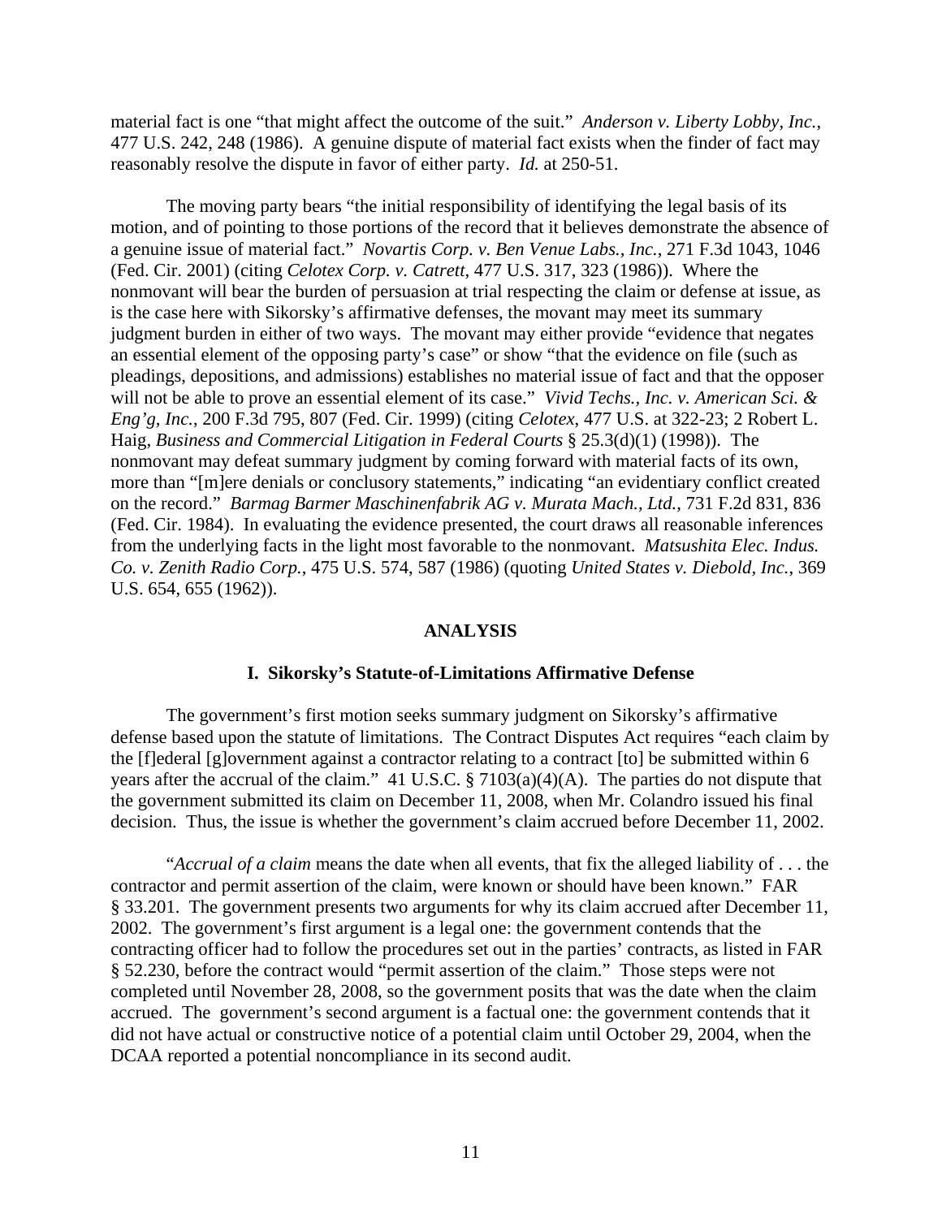material fact is one "that might affect the outcome of the suit." *Anderson v. Liberty Lobby, Inc.*, 477 U.S. 242, 248 (1986). A genuine dispute of material fact exists when the finder of fact may reasonably resolve the dispute in favor of either party. *Id.* at 250-51.

The moving party bears "the initial responsibility of identifying the legal basis of its motion, and of pointing to those portions of the record that it believes demonstrate the absence of a genuine issue of material fact." *Novartis Corp. v. Ben Venue Labs., Inc.*, 271 F.3d 1043, 1046 (Fed. Cir. 2001) (citing *Celotex Corp. v. Catrett*, 477 U.S. 317, 323 (1986)). Where the nonmovant will bear the burden of persuasion at trial respecting the claim or defense at issue, as is the case here with Sikorsky's affirmative defenses, the movant may meet its summary judgment burden in either of two ways. The movant may either provide "evidence that negates an essential element of the opposing party's case" or show "that the evidence on file (such as pleadings, depositions, and admissions) establishes no material issue of fact and that the opposer will not be able to prove an essential element of its case." *Vivid Techs., Inc. v. American Sci. & Eng'g, Inc.*, 200 F.3d 795, 807 (Fed. Cir. 1999) (citing *Celotex*, 477 U.S. at 322-23; 2 Robert L. Haig, *Business and Commercial Litigation in Federal Courts* § 25.3(d)(1) (1998)). The nonmovant may defeat summary judgment by coming forward with material facts of its own, more than "[m]ere denials or conclusory statements," indicating "an evidentiary conflict created on the record." *Barmag Barmer Maschinenfabrik AG v. Murata Mach., Ltd.*, 731 F.2d 831, 836 (Fed. Cir. 1984). In evaluating the evidence presented, the court draws all reasonable inferences from the underlying facts in the light most favorable to the nonmovant. *Matsushita Elec. Indus. Co. v. Zenith Radio Corp.*, 475 U.S. 574, 587 (1986) (quoting *United States v. Diebold, Inc.*, 369 U.S. 654, 655 (1962)).

## ANALYSIS

### I. Sikorsky's Statute-of-Limitations Affirmative Defense

The government's first motion seeks summary judgment on Sikorsky's affirmative defense based upon the statute of limitations. The Contract Disputes Act requires "each claim by the [f]ederal [g]overnment against a contractor relating to a contract [to] be submitted within 6 years after the accrual of the claim." 41 U.S.C. § 7103(a)(4)(A). The parties do not dispute that the government submitted its claim on December 11, 2008, when Mr. Colandro issued his final decision. Thus, the issue is whether the government's claim accrued before December 11, 2002.

"*Accrual of a claim* means the date when all events, that fix the alleged liability of . . . the contractor and permit assertion of the claim, were known or should have been known." FAR § 33.201. The government presents two arguments for why its claim accrued after December 11, 2002. The government's first argument is a legal one: the government contends that the contracting officer had to follow the procedures set out in the parties' contracts, as listed in FAR § 52.230, before the contract would "permit assertion of the claim." Those steps were not completed until November 28, 2008, so the government posits that was the date when the claim accrued. The government's second argument is a factual one: the government contends that it did not have actual or constructive notice of a potential claim until October 29, 2004, when the DCAA reported a potential noncompliance in its second audit.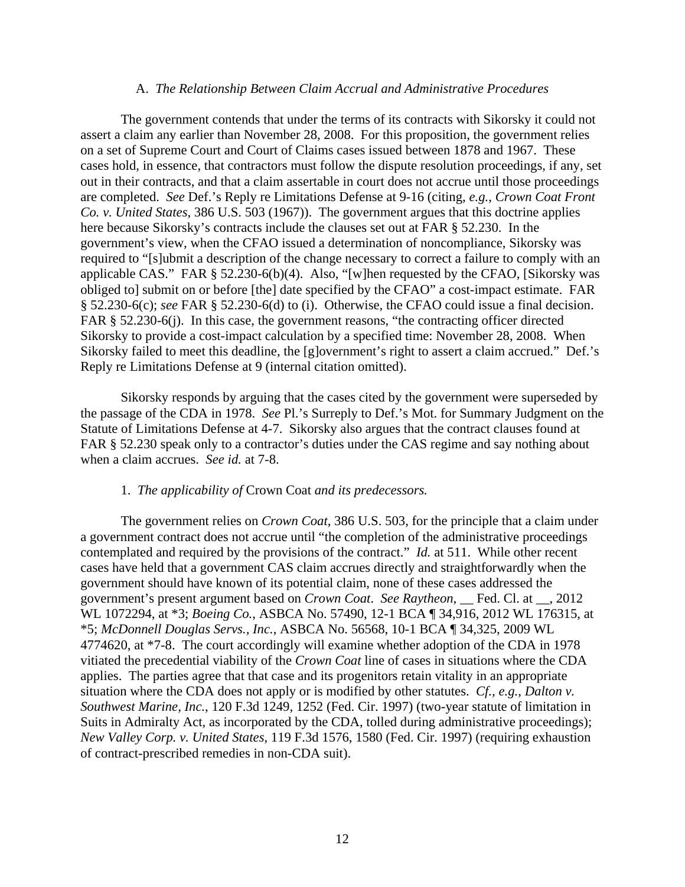### A. *The Relationship Between Claim Accrual and Administrative Procedures*

The government contends that under the terms of its contracts with Sikorsky it could not assert a claim any earlier than November 28, 2008. For this proposition, the government relies on a set of Supreme Court and Court of Claims cases issued between 1878 and 1967. These cases hold, in essence, that contractors must follow the dispute resolution proceedings, if any, set out in their contracts, and that a claim assertable in court does not accrue until those proceedings are completed. *See* Def.'s Reply re Limitations Defense at 9-16 (citing, *e.g.*, *Crown Coat Front Co. v. United States*, 386 U.S. 503 (1967)). The government argues that this doctrine applies here because Sikorsky's contracts include the clauses set out at FAR § 52.230. In the government's view, when the CFAO issued a determination of noncompliance, Sikorsky was required to "[s]ubmit a description of the change necessary to correct a failure to comply with an applicable CAS." FAR § 52.230-6(b)(4). Also, "[w]hen requested by the CFAO, [Sikorsky was obliged to] submit on or before [the] date specified by the CFAO" a cost-impact estimate. FAR § 52.230-6(c); *see* FAR § 52.230-6(d) to (i). Otherwise, the CFAO could issue a final decision. FAR § 52.230-6(j). In this case, the government reasons, "the contracting officer directed Sikorsky to provide a cost-impact calculation by a specified time: November 28, 2008. When Sikorsky failed to meet this deadline, the [g]overnment's right to assert a claim accrued." Def.'s Reply re Limitations Defense at 9 (internal citation omitted).

Sikorsky responds by arguing that the cases cited by the government were superseded by the passage of the CDA in 1978. *See* Pl.'s Surreply to Def.'s Mot. for Summary Judgment on the Statute of Limitations Defense at 4-7. Sikorsky also argues that the contract clauses found at FAR § 52.230 speak only to a contractor's duties under the CAS regime and say nothing about when a claim accrues. *See id.* at 7-8.

#### 1. *The applicability of* Crown Coat *and its predecessors.*

The government relies on *Crown Coat*, 386 U.S. 503, for the principle that a claim under a government contract does not accrue until "the completion of the administrative proceedings contemplated and required by the provisions of the contract." *Id.* at 511. While other recent cases have held that a government CAS claim accrues directly and straightforwardly when the government should have known of its potential claim, none of these cases addressed the government's present argument based on *Crown Coat*. *See Raytheon*, __ Fed. Cl. at __, 2012 WL 1072294, at *3; *Boeing Co.*, ASBCA No. 57490, 12-1 BCA ¶ 34,916, 2012 WL 176315, at *5; *McDonnell Douglas Servs., Inc.*, ASBCA No. 56568, 10-1 BCA ¶ 34,325, 2009 WL 4774620, at *7-8. The court accordingly will examine whether adoption of the CDA in 1978 vitiated the precedential viability of the *Crown Coat* line of cases in situations where the CDA applies. The parties agree that that case and its progenitors retain vitality in an appropriate situation where the CDA does not apply or is modified by other statutes. *Cf., e.g.*, *Dalton v. Southwest Marine, Inc.*, 120 F.3d 1249, 1252 (Fed. Cir. 1997) (two-year statute of limitation in Suits in Admiralty Act, as incorporated by the CDA, tolled during administrative proceedings); *New Valley Corp. v. United States*, 119 F.3d 1576, 1580 (Fed. Cir. 1997) (requiring exhaustion of contract-prescribed remedies in non-CDA suit).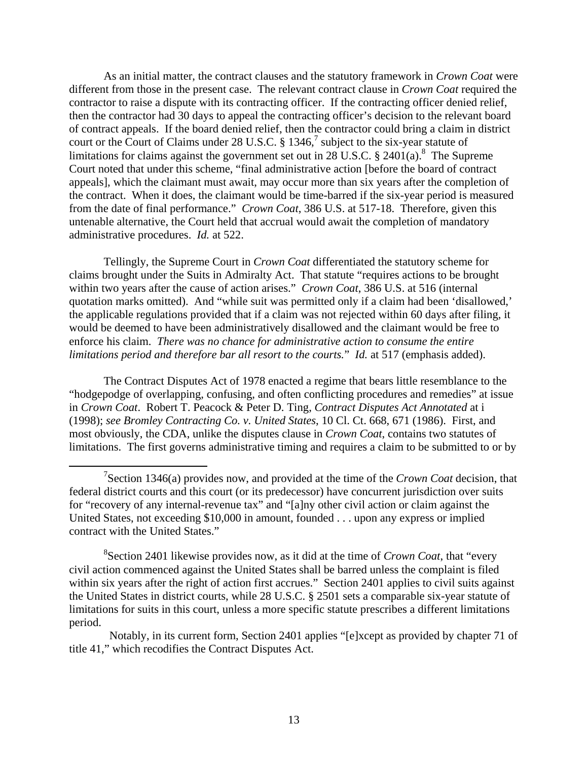As an initial matter, the contract clauses and the statutory framework in *Crown Coat* were different from those in the present case. The relevant contract clause in *Crown Coat* required the contractor to raise a dispute with its contracting officer. If the contracting officer denied relief, then the contractor had 30 days to appeal the contracting officer's decision to the relevant board of contract appeals. If the board denied relief, then the contractor could bring a claim in district court or the Court of Claims under 28 U.S.C. § 1346,[7] subject to the six-year statute of limitations for claims against the government set out in 28 U.S.C. § 2401(a).[8] The Supreme Court noted that under this scheme, "final administrative action [before the board of contract appeals], which the claimant must await, may occur more than six years after the completion of the contract. When it does, the claimant would be time-barred if the six-year period is measured from the date of final performance." *Crown Coat*, 386 U.S. at 517-18. Therefore, given this untenable alternative, the Court held that accrual would await the completion of mandatory administrative procedures. *Id.* at 522.

Tellingly, the Supreme Court in *Crown Coat* differentiated the statutory scheme for claims brought under the Suits in Admiralty Act. That statute "requires actions to be brought within two years after the cause of action arises." *Crown Coat*, 386 U.S. at 516 (internal quotation marks omitted). And "while suit was permitted only if a claim had been 'disallowed,' the applicable regulations provided that if a claim was not rejected within 60 days after filing, it would be deemed to have been administratively disallowed and the claimant would be free to enforce his claim. *There was no chance for administrative action to consume the entire limitations period and therefore bar all resort to the courts.*" *Id.* at 517 (emphasis added).

The Contract Disputes Act of 1978 enacted a regime that bears little resemblance to the "hodgepodge of overlapping, confusing, and often conflicting procedures and remedies" at issue in *Crown Coat*. Robert T. Peacock & Peter D. Ting, *Contract Disputes Act Annotated* at i (1998); *see Bromley Contracting Co. v. United States*, 10 Cl. Ct. 668, 671 (1986). First, and most obviously, the CDA, unlike the disputes clause in *Crown Coat*, contains two statutes of limitations. The first governs administrative timing and requires a claim to be submitted to or by

---

[7] Section 1346(a) provides now, and provided at the time of the *Crown Coat* decision, that federal district courts and this court (or its predecessor) have concurrent jurisdiction over suits for "recovery of any internal-revenue tax" and "[a]ny other civil action or claim against the United States, not exceeding $10,000 in amount, founded . . . upon any express or implied contract with the United States."

[8] Section 2401 likewise provides now, as it did at the time of *Crown Coat*, that "every civil action commenced against the United States shall be barred unless the complaint is filed within six years after the right of action first accrues." Section 2401 applies to civil suits against the United States in district courts, while 28 U.S.C. § 2501 sets a comparable six-year statute of limitations for suits in this court, unless a more specific statute prescribes a different limitations period.

Notably, in its current form, Section 2401 applies "[e]xcept as provided by chapter 71 of title 41," which recodifies the Contract Disputes Act.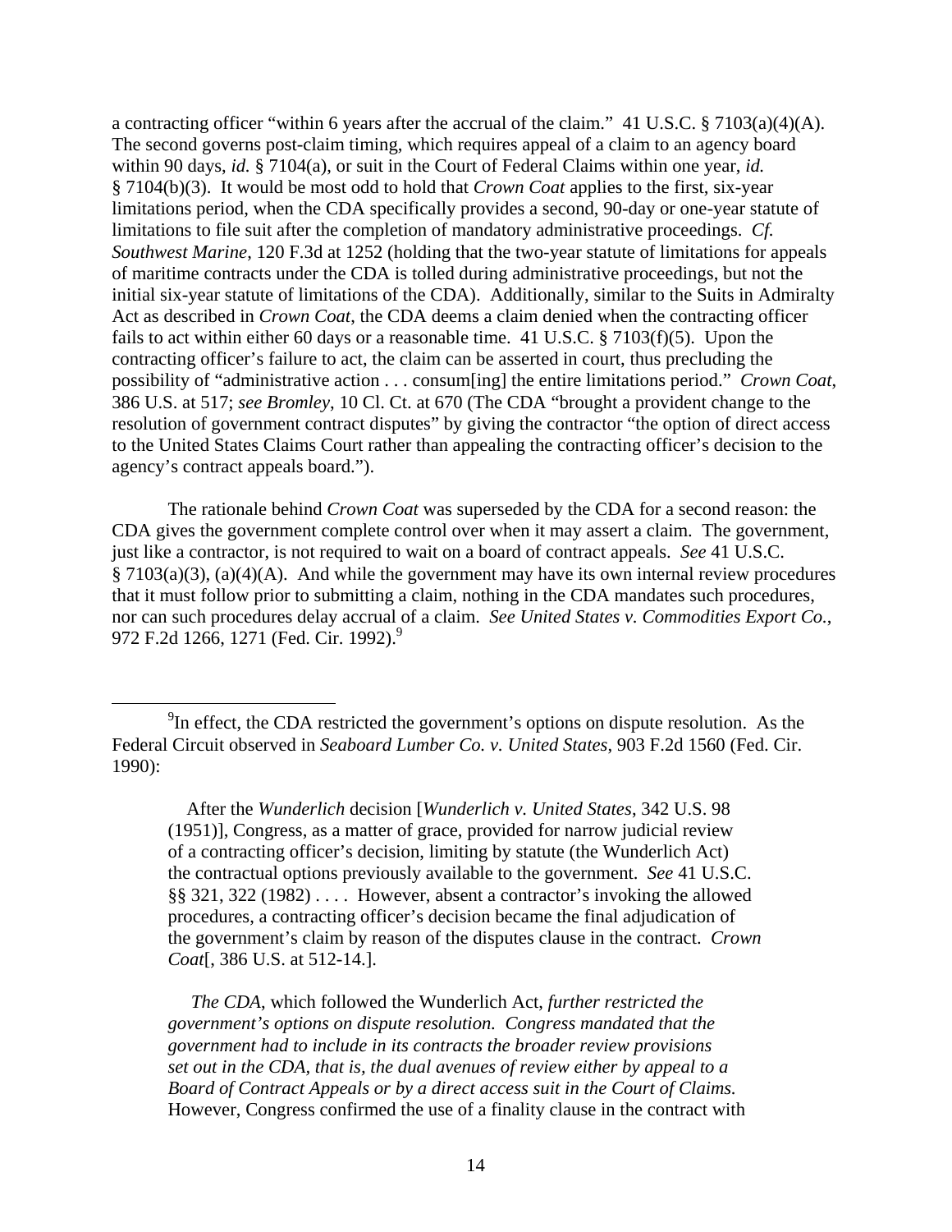a contracting officer "within 6 years after the accrual of the claim." 41 U.S.C. § 7103(a)(4)(A). The second governs post-claim timing, which requires appeal of a claim to an agency board within 90 days, *id.* § 7104(a), or suit in the Court of Federal Claims within one year, *id.* § 7104(b)(3). It would be most odd to hold that *Crown Coat* applies to the first, six-year limitations period, when the CDA specifically provides a second, 90-day or one-year statute of limitations to file suit after the completion of mandatory administrative proceedings. *Cf. Southwest Marine*, 120 F.3d at 1252 (holding that the two-year statute of limitations for appeals of maritime contracts under the CDA is tolled during administrative proceedings, but not the initial six-year statute of limitations of the CDA). Additionally, similar to the Suits in Admiralty Act as described in *Crown Coat*, the CDA deems a claim denied when the contracting officer fails to act within either 60 days or a reasonable time. 41 U.S.C. § 7103(f)(5). Upon the contracting officer's failure to act, the claim can be asserted in court, thus precluding the possibility of "administrative action . . . consum[ing] the entire limitations period." *Crown Coat*, 386 U.S. at 517; *see Bromley*, 10 Cl. Ct. at 670 (The CDA "brought a provident change to the resolution of government contract disputes" by giving the contractor "the option of direct access to the United States Claims Court rather than appealing the contracting officer's decision to the agency's contract appeals board.").

The rationale behind *Crown Coat* was superseded by the CDA for a second reason: the CDA gives the government complete control over when it may assert a claim. The government, just like a contractor, is not required to wait on a board of contract appeals. *See* 41 U.S.C. § 7103(a)(3), (a)(4)(A). And while the government may have its own internal review procedures that it must follow prior to submitting a claim, nothing in the CDA mandates such procedures, nor can such procedures delay accrual of a claim. *See United States v. Commodities Export Co.*, 972 F.2d 1266, 1271 (Fed. Cir. 1992).[9]

---

[9] In effect, the CDA restricted the government's options on dispute resolution. As the Federal Circuit observed in *Seaboard Lumber Co. v. United States*, 903 F.2d 1560 (Fed. Cir. 1990):

> After the *Wunderlich* decision [*Wunderlich v. United States*, 342 U.S. 98 (1951)], Congress, as a matter of grace, provided for narrow judicial review of a contracting officer's decision, limiting by statute (the Wunderlich Act) the contractual options previously available to the government. *See* 41 U.S.C. §§ 321, 322 (1982) . . . . However, absent a contractor's invoking the allowed procedures, a contracting officer's decision became the final adjudication of the government's claim by reason of the disputes clause in the contract. *Crown Coat*[, 386 U.S. at 512-14.].
>
> *The CDA*, which followed the Wunderlich Act, *further restricted the government's options on dispute resolution. Congress mandated that the government had to include in its contracts the broader review provisions set out in the CDA, that is, the dual avenues of review either by appeal to a Board of Contract Appeals or by a direct access suit in the Court of Claims.* However, Congress confirmed the use of a finality clause in the contract with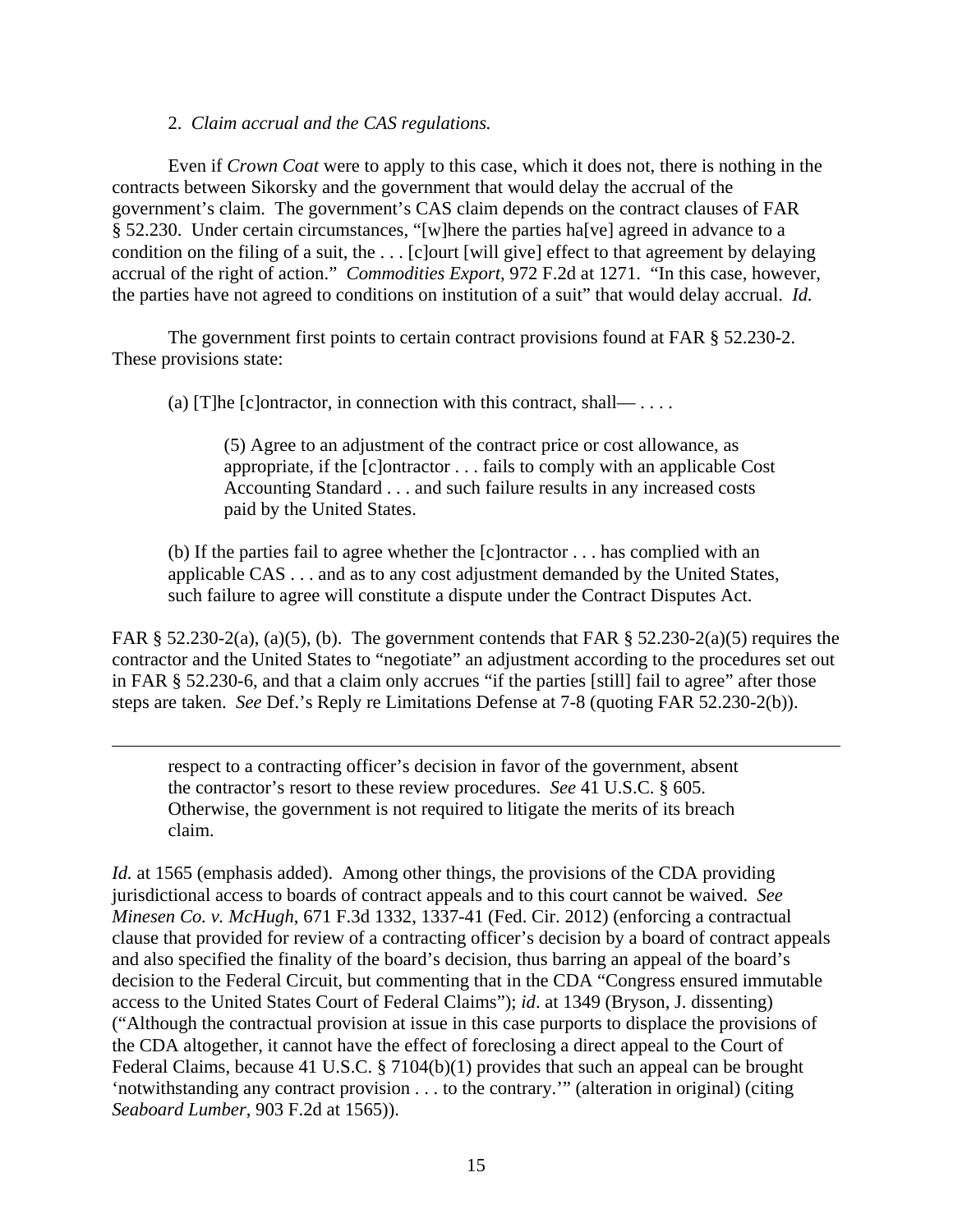2. *Claim accrual and the CAS regulations.*

Even if *Crown Coat* were to apply to this case, which it does not, there is nothing in the contracts between Sikorsky and the government that would delay the accrual of the government's claim. The government's CAS claim depends on the contract clauses of FAR § 52.230. Under certain circumstances, "[w]here the parties ha[ve] agreed in advance to a condition on the filing of a suit, the . . . [c]ourt [will give] effect to that agreement by delaying accrual of the right of action." *Commodities Export*, 972 F.2d at 1271. "In this case, however, the parties have not agreed to conditions on institution of a suit" that would delay accrual. *Id.*

The government first points to certain contract provisions found at FAR § 52.230-2. These provisions state:

> (a) [T]he [c]ontractor, in connection with this contract, shall— . . . .
>
> > (5) Agree to an adjustment of the contract price or cost allowance, as appropriate, if the [c]ontractor . . . fails to comply with an applicable Cost Accounting Standard . . . and such failure results in any increased costs paid by the United States.
>
> (b) If the parties fail to agree whether the [c]ontractor . . . has complied with an applicable CAS . . . and as to any cost adjustment demanded by the United States, such failure to agree will constitute a dispute under the Contract Disputes Act.

FAR § 52.230-2(a), (a)(5), (b). The government contends that FAR § 52.230-2(a)(5) requires the contractor and the United States to "negotiate" an adjustment according to the procedures set out in FAR § 52.230-6, and that a claim only accrues "if the parties [still] fail to agree" after those steps are taken. *See* Def.'s Reply re Limitations Defense at 7-8 (quoting FAR 52.230-2(b)).

---

> respect to a contracting officer's decision in favor of the government, absent the contractor's resort to these review procedures. *See* 41 U.S.C. § 605. Otherwise, the government is not required to litigate the merits of its breach claim.

*Id.* at 1565 (emphasis added). Among other things, the provisions of the CDA providing jurisdictional access to boards of contract appeals and to this court cannot be waived. *See Minesen Co. v. McHugh*, 671 F.3d 1332, 1337-41 (Fed. Cir. 2012) (enforcing a contractual clause that provided for review of a contracting officer's decision by a board of contract appeals and also specified the finality of the board's decision, thus barring an appeal of the board's decision to the Federal Circuit, but commenting that in the CDA "Congress ensured immutable access to the United States Court of Federal Claims"); *id*. at 1349 (Bryson, J. dissenting) ("Although the contractual provision at issue in this case purports to displace the provisions of the CDA altogether, it cannot have the effect of foreclosing a direct appeal to the Court of Federal Claims, because 41 U.S.C. § 7104(b)(1) provides that such an appeal can be brought 'notwithstanding any contract provision . . . to the contrary.'" (alteration in original) (citing *Seaboard Lumber*, 903 F.2d at 1565)).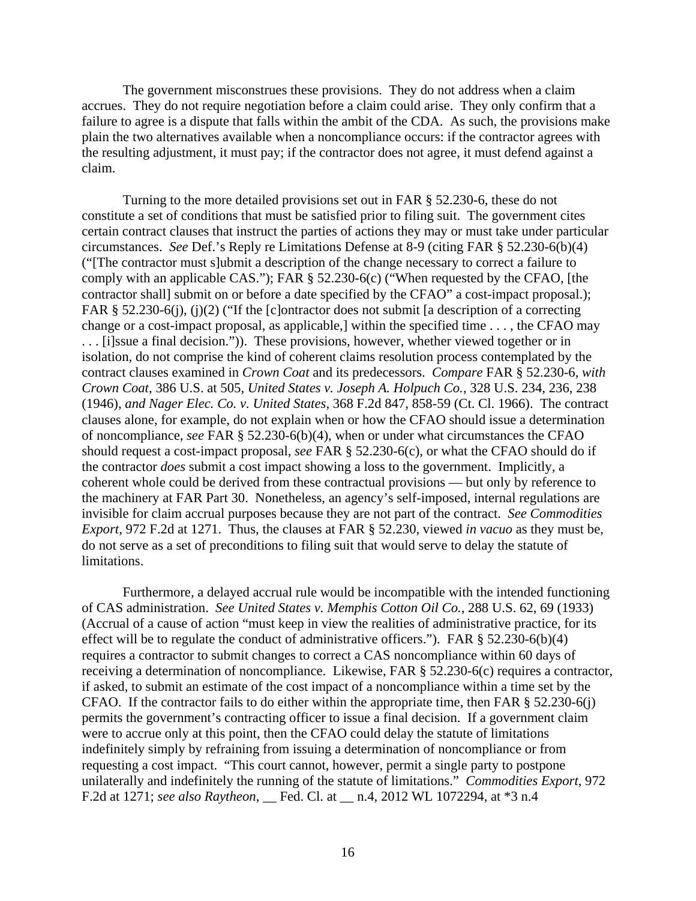The government misconstrues these provisions. They do not address when a claim accrues. They do not require negotiation before a claim could arise. They only confirm that a failure to agree is a dispute that falls within the ambit of the CDA. As such, the provisions make plain the two alternatives available when a noncompliance occurs: if the contractor agrees with the resulting adjustment, it must pay; if the contractor does not agree, it must defend against a claim.

Turning to the more detailed provisions set out in FAR § 52.230-6, these do not constitute a set of conditions that must be satisfied prior to filing suit. The government cites certain contract clauses that instruct the parties of actions they may or must take under particular circumstances. *See* Def.'s Reply re Limitations Defense at 8-9 (citing FAR § 52.230-6(b)(4) ("[The contractor must s]ubmit a description of the change necessary to correct a failure to comply with an applicable CAS."); FAR § 52.230-6(c) ("When requested by the CFAO, [the contractor shall] submit on or before a date specified by the CFAO" a cost-impact proposal.); FAR § 52.230-6(j), (j)(2) ("If the [c]ontractor does not submit [a description of a correcting change or a cost-impact proposal, as applicable,] within the specified time . . . , the CFAO may . . . [i]ssue a final decision.")). These provisions, however, whether viewed together or in isolation, do not comprise the kind of coherent claims resolution process contemplated by the contract clauses examined in *Crown Coat* and its predecessors. *Compare* FAR § 52.230-6, *with Crown Coat*, 386 U.S. at 505, *United States v. Joseph A. Holpuch Co.*, 328 U.S. 234, 236, 238 (1946), *and Nager Elec. Co. v. United States*, 368 F.2d 847, 858-59 (Ct. Cl. 1966). The contract clauses alone, for example, do not explain when or how the CFAO should issue a determination of noncompliance, *see* FAR § 52.230-6(b)(4), when or under what circumstances the CFAO should request a cost-impact proposal, *see* FAR § 52.230-6(c), or what the CFAO should do if the contractor *does* submit a cost impact showing a loss to the government. Implicitly, a coherent whole could be derived from these contractual provisions — but only by reference to the machinery at FAR Part 30. Nonetheless, an agency's self-imposed, internal regulations are invisible for claim accrual purposes because they are not part of the contract. *See Commodities Export*, 972 F.2d at 1271. Thus, the clauses at FAR § 52.230, viewed *in vacuo* as they must be, do not serve as a set of preconditions to filing suit that would serve to delay the statute of limitations.

Furthermore, a delayed accrual rule would be incompatible with the intended functioning of CAS administration. *See United States v. Memphis Cotton Oil Co.*, 288 U.S. 62, 69 (1933) (Accrual of a cause of action "must keep in view the realities of administrative practice, for its effect will be to regulate the conduct of administrative officers."). FAR § 52.230-6(b)(4) requires a contractor to submit changes to correct a CAS noncompliance within 60 days of receiving a determination of noncompliance. Likewise, FAR § 52.230-6(c) requires a contractor, if asked, to submit an estimate of the cost impact of a noncompliance within a time set by the CFAO. If the contractor fails to do either within the appropriate time, then FAR § 52.230-6(j) permits the government's contracting officer to issue a final decision. If a government claim were to accrue only at this point, then the CFAO could delay the statute of limitations indefinitely simply by refraining from issuing a determination of noncompliance or from requesting a cost impact. "This court cannot, however, permit a single party to postpone unilaterally and indefinitely the running of the statute of limitations." *Commodities Export*, 972 F.2d at 1271; *see also Raytheon*, __ Fed. Cl. at __ n.4, 2012 WL 1072294, at *3 n.4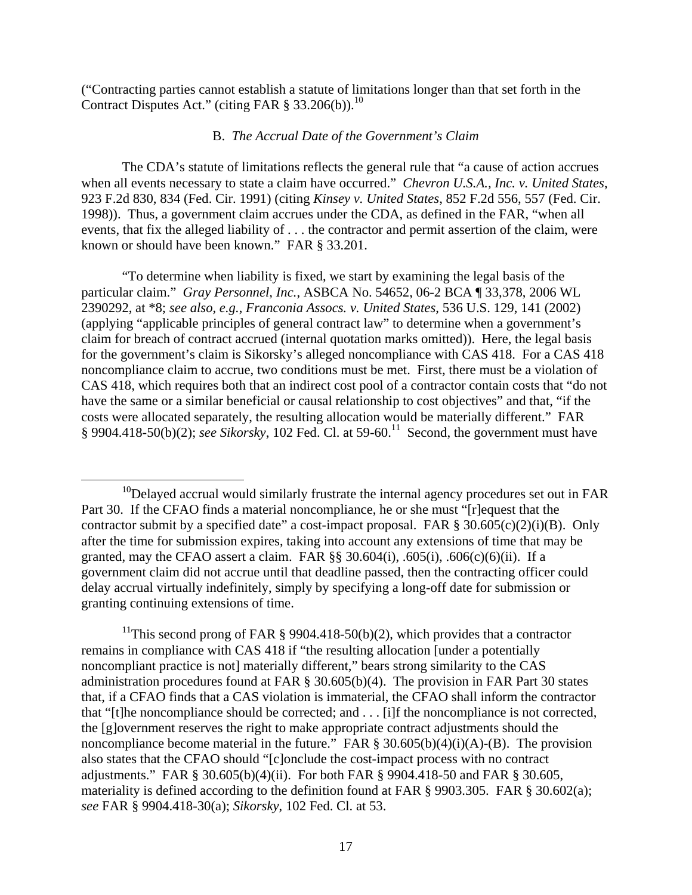("Contracting parties cannot establish a statute of limitations longer than that set forth in the Contract Disputes Act." (citing FAR § 33.206(b)).[10]

B. *The Accrual Date of the Government's Claim*

The CDA's statute of limitations reflects the general rule that "a cause of action accrues when all events necessary to state a claim have occurred." *Chevron U.S.A., Inc. v. United States*, 923 F.2d 830, 834 (Fed. Cir. 1991) (citing *Kinsey v. United States*, 852 F.2d 556, 557 (Fed. Cir. 1998)). Thus, a government claim accrues under the CDA, as defined in the FAR, "when all events, that fix the alleged liability of . . . the contractor and permit assertion of the claim, were known or should have been known." FAR § 33.201.

"To determine when liability is fixed, we start by examining the legal basis of the particular claim." *Gray Personnel, Inc.*, ASBCA No. 54652, 06-2 BCA ¶ 33,378, 2006 WL 2390292, at *8; *see also, e.g.*, *Franconia Assocs. v. United States*, 536 U.S. 129, 141 (2002) (applying "applicable principles of general contract law" to determine when a government's claim for breach of contract accrued (internal quotation marks omitted)). Here, the legal basis for the government's claim is Sikorsky's alleged noncompliance with CAS 418. For a CAS 418 noncompliance claim to accrue, two conditions must be met. First, there must be a violation of CAS 418, which requires both that an indirect cost pool of a contractor contain costs that "do not have the same or a similar beneficial or causal relationship to cost objectives" and that, "if the costs were allocated separately, the resulting allocation would be materially different." FAR § 9904.418-50(b)(2); *see Sikorsky*, 102 Fed. Cl. at 59-60.[11] Second, the government must have

---

[10]Delayed accrual would similarly frustrate the internal agency procedures set out in FAR Part 30. If the CFAO finds a material noncompliance, he or she must "[r]equest that the contractor submit by a specified date" a cost-impact proposal. FAR § 30.605(c)(2)(i)(B). Only after the time for submission expires, taking into account any extensions of time that may be granted, may the CFAO assert a claim. FAR §§ 30.604(i), .605(i), .606(c)(6)(ii). If a government claim did not accrue until that deadline passed, then the contracting officer could delay accrual virtually indefinitely, simply by specifying a long-off date for submission or granting continuing extensions of time.

[11]This second prong of FAR § 9904.418-50(b)(2), which provides that a contractor remains in compliance with CAS 418 if "the resulting allocation [under a potentially noncompliant practice is not] materially different," bears strong similarity to the CAS administration procedures found at FAR § 30.605(b)(4). The provision in FAR Part 30 states that, if a CFAO finds that a CAS violation is immaterial, the CFAO shall inform the contractor that "[t]he noncompliance should be corrected; and . . . [i]f the noncompliance is not corrected, the [g]overnment reserves the right to make appropriate contract adjustments should the noncompliance become material in the future." FAR § 30.605(b)(4)(i)(A)-(B). The provision also states that the CFAO should "[c]onclude the cost-impact process with no contract adjustments." FAR § 30.605(b)(4)(ii). For both FAR § 9904.418-50 and FAR § 30.605, materiality is defined according to the definition found at FAR § 9903.305. FAR § 30.602(a); *see* FAR § 9904.418-30(a); *Sikorsky*, 102 Fed. Cl. at 53.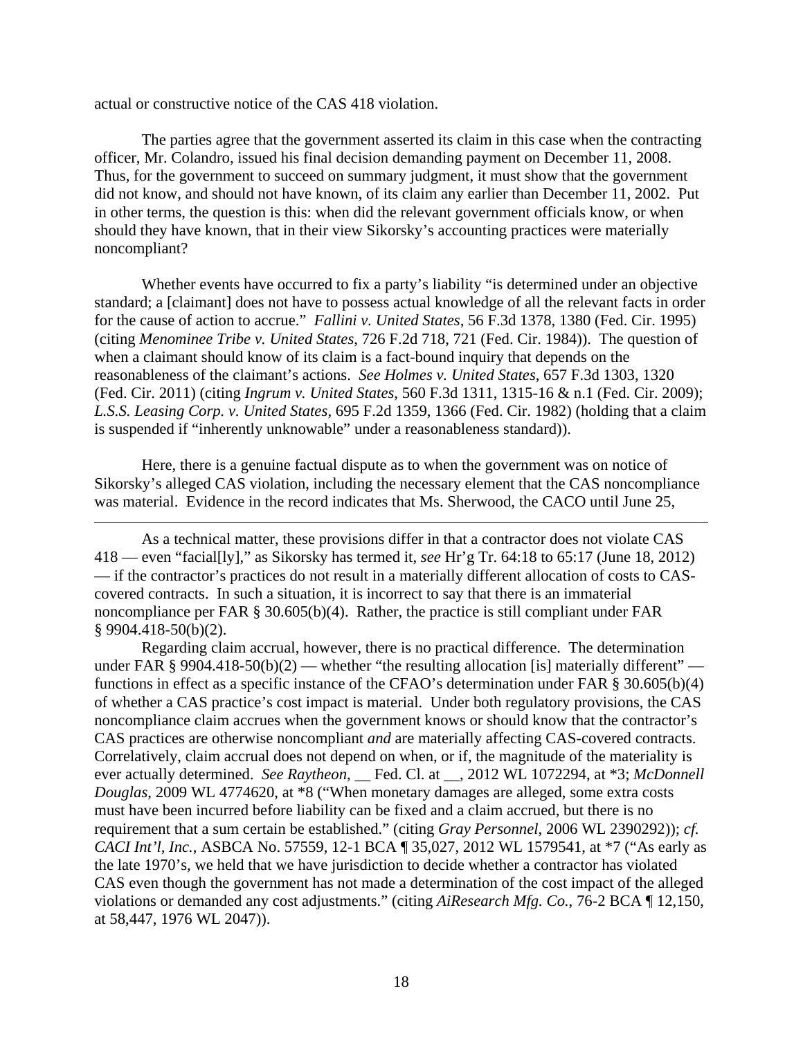actual or constructive notice of the CAS 418 violation.

The parties agree that the government asserted its claim in this case when the contracting officer, Mr. Colandro, issued his final decision demanding payment on December 11, 2008. Thus, for the government to succeed on summary judgment, it must show that the government did not know, and should not have known, of its claim any earlier than December 11, 2002. Put in other terms, the question is this: when did the relevant government officials know, or when should they have known, that in their view Sikorsky's accounting practices were materially noncompliant?

Whether events have occurred to fix a party's liability "is determined under an objective standard; a [claimant] does not have to possess actual knowledge of all the relevant facts in order for the cause of action to accrue." *Fallini v. United States*, 56 F.3d 1378, 1380 (Fed. Cir. 1995) (citing *Menominee Tribe v. United States*, 726 F.2d 718, 721 (Fed. Cir. 1984)). The question of when a claimant should know of its claim is a fact-bound inquiry that depends on the reasonableness of the claimant's actions. *See Holmes v. United States*, 657 F.3d 1303, 1320 (Fed. Cir. 2011) (citing *Ingrum v. United States*, 560 F.3d 1311, 1315-16 & n.1 (Fed. Cir. 2009); *L.S.S. Leasing Corp. v. United States*, 695 F.2d 1359, 1366 (Fed. Cir. 1982) (holding that a claim is suspended if "inherently unknowable" under a reasonableness standard)).

Here, there is a genuine factual dispute as to when the government was on notice of Sikorsky's alleged CAS violation, including the necessary element that the CAS noncompliance was material. Evidence in the record indicates that Ms. Sherwood, the CACO until June 25,

---

As a technical matter, these provisions differ in that a contractor does not violate CAS 418 — even "facial[ly]," as Sikorsky has termed it, *see* Hr'g Tr. 64:18 to 65:17 (June 18, 2012) — if the contractor's practices do not result in a materially different allocation of costs to CAS-covered contracts. In such a situation, it is incorrect to say that there is an immaterial noncompliance per FAR § 30.605(b)(4). Rather, the practice is still compliant under FAR § 9904.418-50(b)(2).

Regarding claim accrual, however, there is no practical difference. The determination under FAR § 9904.418-50(b)(2) — whether "the resulting allocation [is] materially different" — functions in effect as a specific instance of the CFAO's determination under FAR § 30.605(b)(4) of whether a CAS practice's cost impact is material. Under both regulatory provisions, the CAS noncompliance claim accrues when the government knows or should know that the contractor's CAS practices are otherwise noncompliant *and* are materially affecting CAS-covered contracts. Correlatively, claim accrual does not depend on when, or if, the magnitude of the materiality is ever actually determined. *See Raytheon*, __ Fed. Cl. at __, 2012 WL 1072294, at *3; *McDonnell Douglas*, 2009 WL 4774620, at *8 ("When monetary damages are alleged, some extra costs must have been incurred before liability can be fixed and a claim accrued, but there is no requirement that a sum certain be established." (citing *Gray Personnel*, 2006 WL 2390292)); *cf. CACI Int'l, Inc.*, ASBCA No. 57559, 12-1 BCA ¶ 35,027, 2012 WL 1579541, at *7 ("As early as the late 1970's, we held that we have jurisdiction to decide whether a contractor has violated CAS even though the government has not made a determination of the cost impact of the alleged violations or demanded any cost adjustments." (citing *AiResearch Mfg. Co.*, 76-2 BCA ¶ 12,150, at 58,447, 1976 WL 2047)).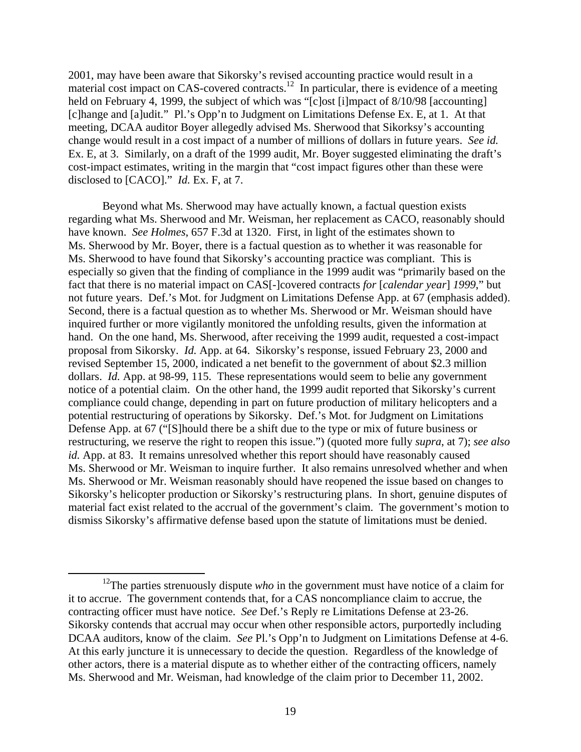2001, may have been aware that Sikorsky's revised accounting practice would result in a material cost impact on CAS-covered contracts.[12] In particular, there is evidence of a meeting held on February 4, 1999, the subject of which was "[c]ost [i]mpact of 8/10/98 [accounting] [c]hange and [a]udit." Pl.'s Opp'n to Judgment on Limitations Defense Ex. E, at 1. At that meeting, DCAA auditor Boyer allegedly advised Ms. Sherwood that Sikorksy's accounting change would result in a cost impact of a number of millions of dollars in future years. *See id.* Ex. E, at 3. Similarly, on a draft of the 1999 audit, Mr. Boyer suggested eliminating the draft's cost-impact estimates, writing in the margin that "cost impact figures other than these were disclosed to [CACO]." *Id.* Ex. F, at 7.

Beyond what Ms. Sherwood may have actually known, a factual question exists regarding what Ms. Sherwood and Mr. Weisman, her replacement as CACO, reasonably should have known. *See Holmes*, 657 F.3d at 1320. First, in light of the estimates shown to Ms. Sherwood by Mr. Boyer, there is a factual question as to whether it was reasonable for Ms. Sherwood to have found that Sikorsky's accounting practice was compliant. This is especially so given that the finding of compliance in the 1999 audit was "primarily based on the fact that there is no material impact on CAS[-]covered contracts *for* [*calendar year*] *1999*," but not future years. Def.'s Mot. for Judgment on Limitations Defense App. at 67 (emphasis added). Second, there is a factual question as to whether Ms. Sherwood or Mr. Weisman should have inquired further or more vigilantly monitored the unfolding results, given the information at hand. On the one hand, Ms. Sherwood, after receiving the 1999 audit, requested a cost-impact proposal from Sikorsky. *Id.* App. at 64. Sikorsky's response, issued February 23, 2000 and revised September 15, 2000, indicated a net benefit to the government of about $2.3 million dollars. *Id.* App. at 98-99, 115. These representations would seem to belie any government notice of a potential claim. On the other hand, the 1999 audit reported that Sikorsky's current compliance could change, depending in part on future production of military helicopters and a potential restructuring of operations by Sikorsky. Def.'s Mot. for Judgment on Limitations Defense App. at 67 ("[S]hould there be a shift due to the type or mix of future business or restructuring, we reserve the right to reopen this issue.") (quoted more fully *supra*, at 7); *see also id.* App. at 83. It remains unresolved whether this report should have reasonably caused Ms. Sherwood or Mr. Weisman to inquire further. It also remains unresolved whether and when Ms. Sherwood or Mr. Weisman reasonably should have reopened the issue based on changes to Sikorsky's helicopter production or Sikorsky's restructuring plans. In short, genuine disputes of material fact exist related to the accrual of the government's claim. The government's motion to dismiss Sikorsky's affirmative defense based upon the statute of limitations must be denied.

---

[12]The parties strenuously dispute *who* in the government must have notice of a claim for it to accrue. The government contends that, for a CAS noncompliance claim to accrue, the contracting officer must have notice. *See* Def.'s Reply re Limitations Defense at 23-26. Sikorsky contends that accrual may occur when other responsible actors, purportedly including DCAA auditors, know of the claim. *See* Pl.'s Opp'n to Judgment on Limitations Defense at 4-6. At this early juncture it is unnecessary to decide the question. Regardless of the knowledge of other actors, there is a material dispute as to whether either of the contracting officers, namely Ms. Sherwood and Mr. Weisman, had knowledge of the claim prior to December 11, 2002.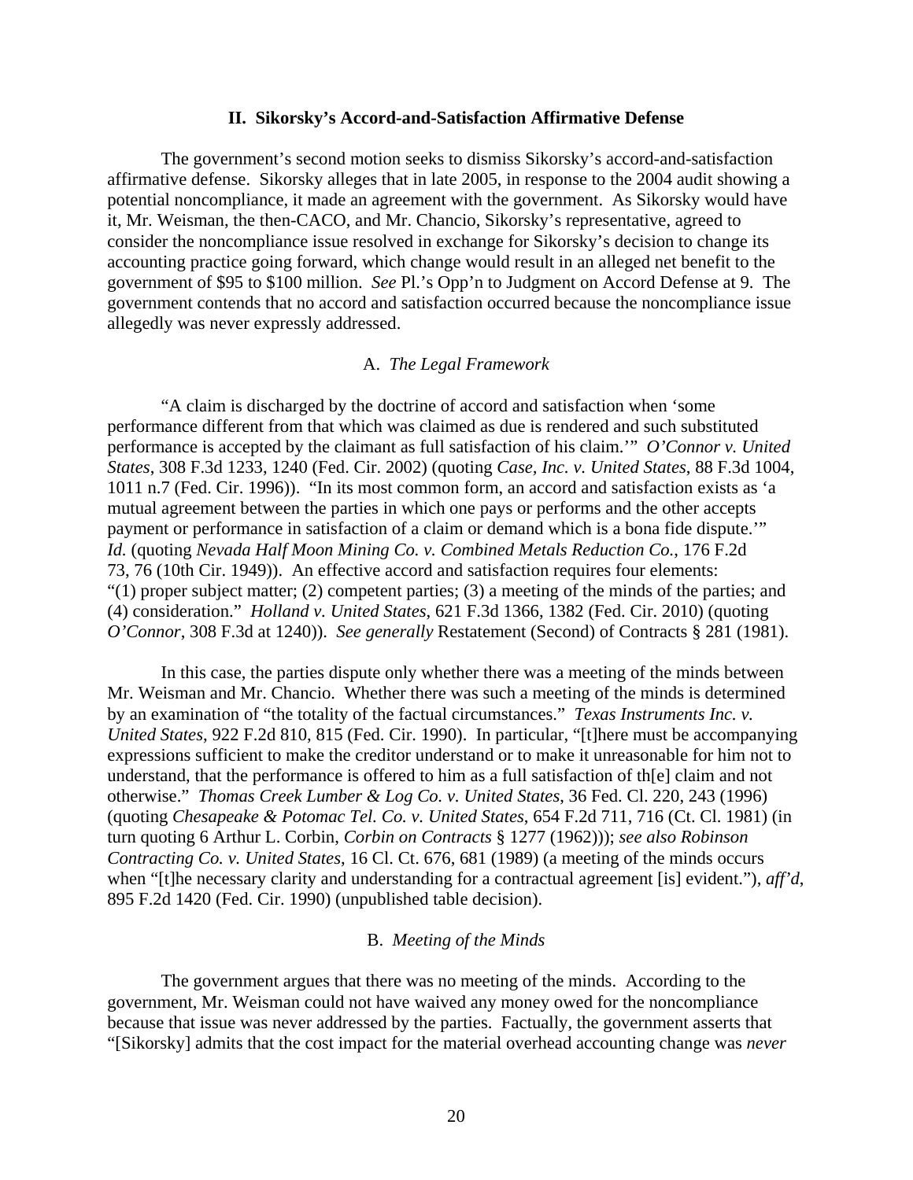## II. Sikorsky's Accord-and-Satisfaction Affirmative Defense

The government's second motion seeks to dismiss Sikorsky's accord-and-satisfaction affirmative defense. Sikorsky alleges that in late 2005, in response to the 2004 audit showing a potential noncompliance, it made an agreement with the government. As Sikorsky would have it, Mr. Weisman, the then-CACO, and Mr. Chancio, Sikorsky's representative, agreed to consider the noncompliance issue resolved in exchange for Sikorsky's decision to change its accounting practice going forward, which change would result in an alleged net benefit to the government of $95 to $100 million. *See* Pl.'s Opp'n to Judgment on Accord Defense at 9. The government contends that no accord and satisfaction occurred because the noncompliance issue allegedly was never expressly addressed.

### A. *The Legal Framework*

"A claim is discharged by the doctrine of accord and satisfaction when 'some performance different from that which was claimed as due is rendered and such substituted performance is accepted by the claimant as full satisfaction of his claim.'" *O'Connor v. United States*, 308 F.3d 1233, 1240 (Fed. Cir. 2002) (quoting *Case, Inc. v. United States*, 88 F.3d 1004, 1011 n.7 (Fed. Cir. 1996)). "In its most common form, an accord and satisfaction exists as 'a mutual agreement between the parties in which one pays or performs and the other accepts payment or performance in satisfaction of a claim or demand which is a bona fide dispute.'" *Id.* (quoting *Nevada Half Moon Mining Co. v. Combined Metals Reduction Co.*, 176 F.2d 73, 76 (10th Cir. 1949)). An effective accord and satisfaction requires four elements: "(1) proper subject matter; (2) competent parties; (3) a meeting of the minds of the parties; and (4) consideration." *Holland v. United States*, 621 F.3d 1366, 1382 (Fed. Cir. 2010) (quoting *O'Connor*, 308 F.3d at 1240)). *See generally* Restatement (Second) of Contracts § 281 (1981).

In this case, the parties dispute only whether there was a meeting of the minds between Mr. Weisman and Mr. Chancio. Whether there was such a meeting of the minds is determined by an examination of "the totality of the factual circumstances." *Texas Instruments Inc. v. United States*, 922 F.2d 810, 815 (Fed. Cir. 1990). In particular, "[t]here must be accompanying expressions sufficient to make the creditor understand or to make it unreasonable for him not to understand, that the performance is offered to him as a full satisfaction of th[e] claim and not otherwise." *Thomas Creek Lumber & Log Co. v. United States*, 36 Fed. Cl. 220, 243 (1996) (quoting *Chesapeake & Potomac Tel. Co. v. United States*, 654 F.2d 711, 716 (Ct. Cl. 1981) (in turn quoting 6 Arthur L. Corbin, *Corbin on Contracts* § 1277 (1962))); *see also Robinson Contracting Co. v. United States*, 16 Cl. Ct. 676, 681 (1989) (a meeting of the minds occurs when "[t]he necessary clarity and understanding for a contractual agreement [is] evident."), *aff'd*, 895 F.2d 1420 (Fed. Cir. 1990) (unpublished table decision).

### B. *Meeting of the Minds*

The government argues that there was no meeting of the minds. According to the government, Mr. Weisman could not have waived any money owed for the noncompliance because that issue was never addressed by the parties. Factually, the government asserts that "[Sikorsky] admits that the cost impact for the material overhead accounting change was *never*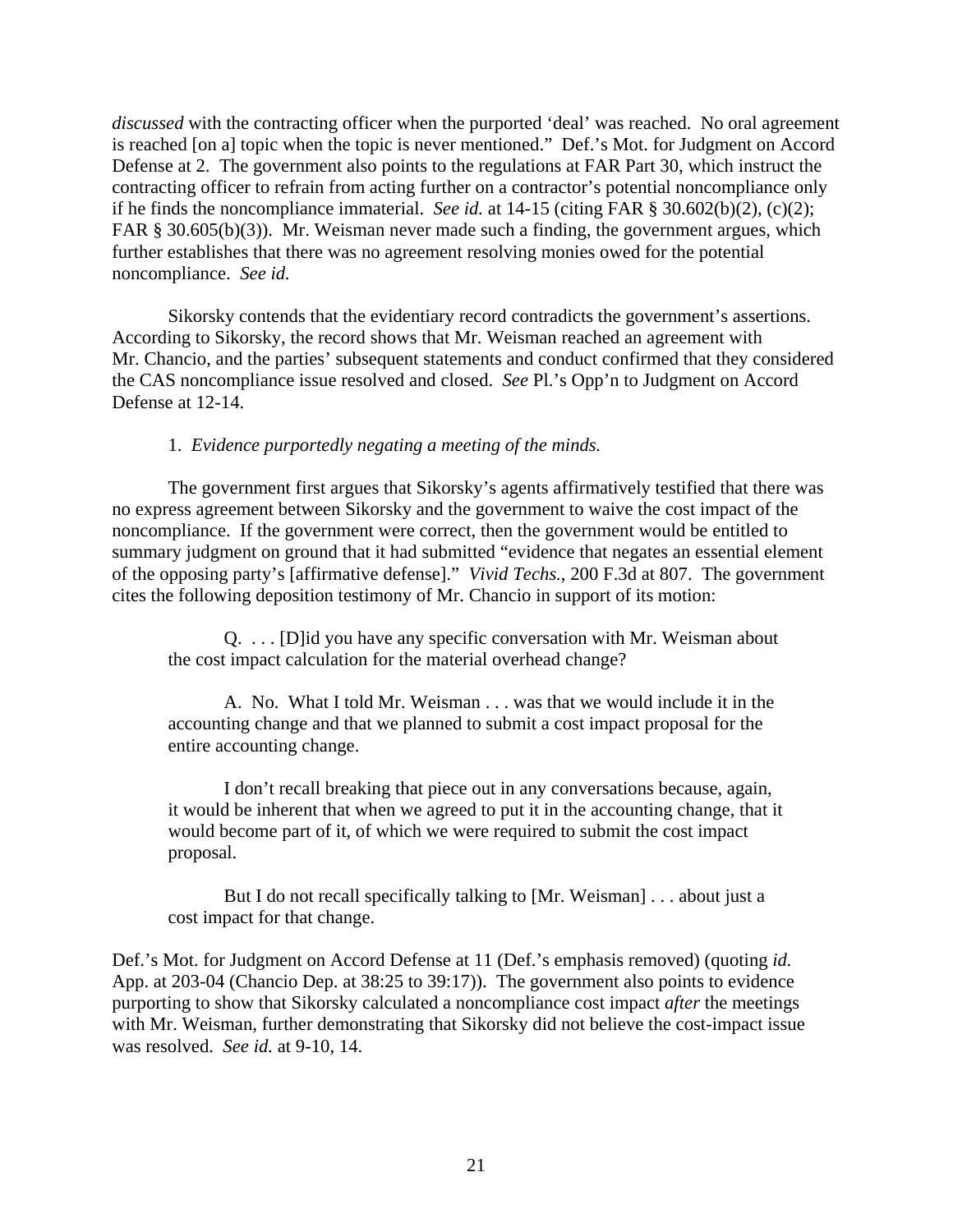*discussed* with the contracting officer when the purported 'deal' was reached. No oral agreement is reached [on a] topic when the topic is never mentioned." Def.'s Mot. for Judgment on Accord Defense at 2. The government also points to the regulations at FAR Part 30, which instruct the contracting officer to refrain from acting further on a contractor's potential noncompliance only if he finds the noncompliance immaterial. *See id.* at 14-15 (citing FAR § 30.602(b)(2), (c)(2); FAR § 30.605(b)(3)). Mr. Weisman never made such a finding, the government argues, which further establishes that there was no agreement resolving monies owed for the potential noncompliance. *See id.*

Sikorsky contends that the evidentiary record contradicts the government's assertions. According to Sikorsky, the record shows that Mr. Weisman reached an agreement with Mr. Chancio, and the parties' subsequent statements and conduct confirmed that they considered the CAS noncompliance issue resolved and closed. *See* Pl.'s Opp'n to Judgment on Accord Defense at 12-14.

1. *Evidence purportedly negating a meeting of the minds.*

The government first argues that Sikorsky's agents affirmatively testified that there was no express agreement between Sikorsky and the government to waive the cost impact of the noncompliance. If the government were correct, then the government would be entitled to summary judgment on ground that it had submitted "evidence that negates an essential element of the opposing party's [affirmative defense]." *Vivid Techs.*, 200 F.3d at 807. The government cites the following deposition testimony of Mr. Chancio in support of its motion:

> Q. . . . [D]id you have any specific conversation with Mr. Weisman about the cost impact calculation for the material overhead change?
>
> A. No. What I told Mr. Weisman . . . was that we would include it in the accounting change and that we planned to submit a cost impact proposal for the entire accounting change.
>
> I don't recall breaking that piece out in any conversations because, again, it would be inherent that when we agreed to put it in the accounting change, that it would become part of it, of which we were required to submit the cost impact proposal.
>
> But I do not recall specifically talking to [Mr. Weisman] . . . about just a cost impact for that change.

Def.'s Mot. for Judgment on Accord Defense at 11 (Def.'s emphasis removed) (quoting *id.* App. at 203-04 (Chancio Dep. at 38:25 to 39:17)). The government also points to evidence purporting to show that Sikorsky calculated a noncompliance cost impact *after* the meetings with Mr. Weisman, further demonstrating that Sikorsky did not believe the cost-impact issue was resolved. *See id.* at 9-10, 14.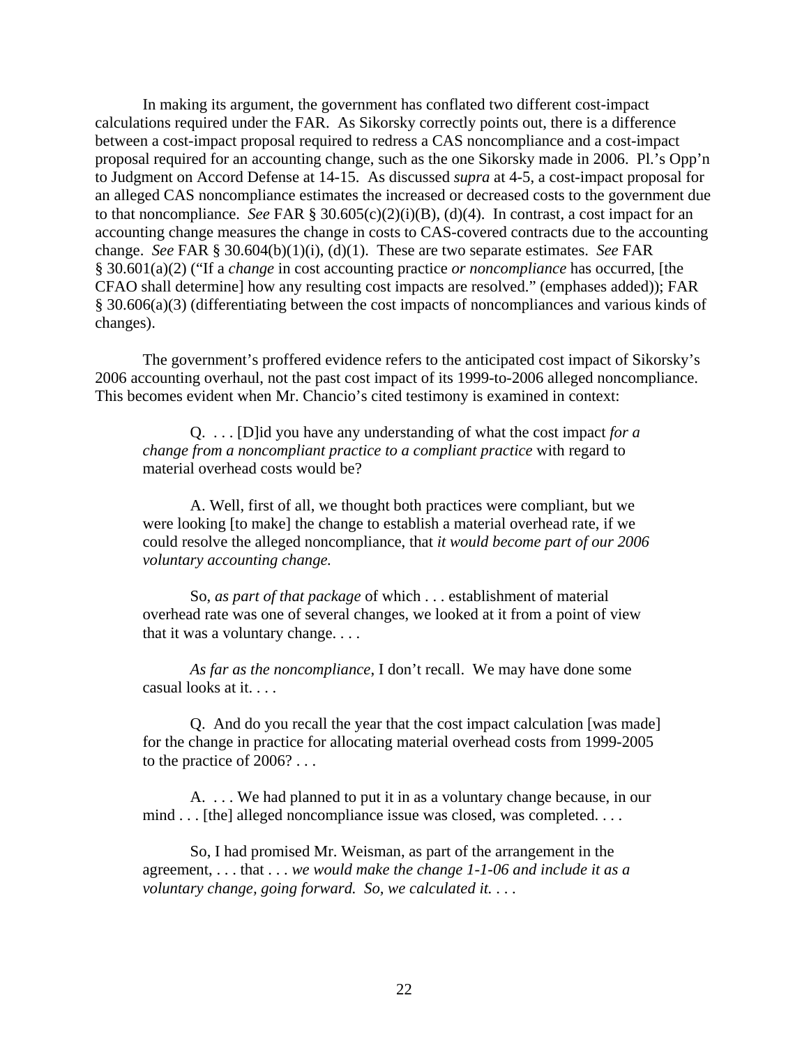In making its argument, the government has conflated two different cost-impact calculations required under the FAR. As Sikorsky correctly points out, there is a difference between a cost-impact proposal required to redress a CAS noncompliance and a cost-impact proposal required for an accounting change, such as the one Sikorsky made in 2006. Pl.'s Opp'n to Judgment on Accord Defense at 14-15. As discussed *supra* at 4-5, a cost-impact proposal for an alleged CAS noncompliance estimates the increased or decreased costs to the government due to that noncompliance. *See* FAR § 30.605(c)(2)(i)(B), (d)(4). In contrast, a cost impact for an accounting change measures the change in costs to CAS-covered contracts due to the accounting change. *See* FAR § 30.604(b)(1)(i), (d)(1). These are two separate estimates. *See* FAR § 30.601(a)(2) ("If a *change* in cost accounting practice *or noncompliance* has occurred, [the CFAO shall determine] how any resulting cost impacts are resolved." (emphases added)); FAR § 30.606(a)(3) (differentiating between the cost impacts of noncompliances and various kinds of changes).

The government's proffered evidence refers to the anticipated cost impact of Sikorsky's 2006 accounting overhaul, not the past cost impact of its 1999-to-2006 alleged noncompliance. This becomes evident when Mr. Chancio's cited testimony is examined in context:

> Q. . . . [D]id you have any understanding of what the cost impact *for a change from a noncompliant practice to a compliant practice* with regard to material overhead costs would be?
>
> A. Well, first of all, we thought both practices were compliant, but we were looking [to make] the change to establish a material overhead rate, if we could resolve the alleged noncompliance, that *it would become part of our 2006 voluntary accounting change.*
>
> So, *as part of that package* of which . . . establishment of material overhead rate was one of several changes, we looked at it from a point of view that it was a voluntary change. . . .
>
> *As far as the noncompliance*, I don't recall. We may have done some casual looks at it. . . .
>
> Q. And do you recall the year that the cost impact calculation [was made] for the change in practice for allocating material overhead costs from 1999-2005 to the practice of 2006? . . .
>
> A. . . . We had planned to put it in as a voluntary change because, in our mind . . . [the] alleged noncompliance issue was closed, was completed. . . .
>
> So, I had promised Mr. Weisman, as part of the arrangement in the agreement, . . . that . . . *we would make the change 1-1-06 and include it as a voluntary change, going forward. So, we calculated it.* . . .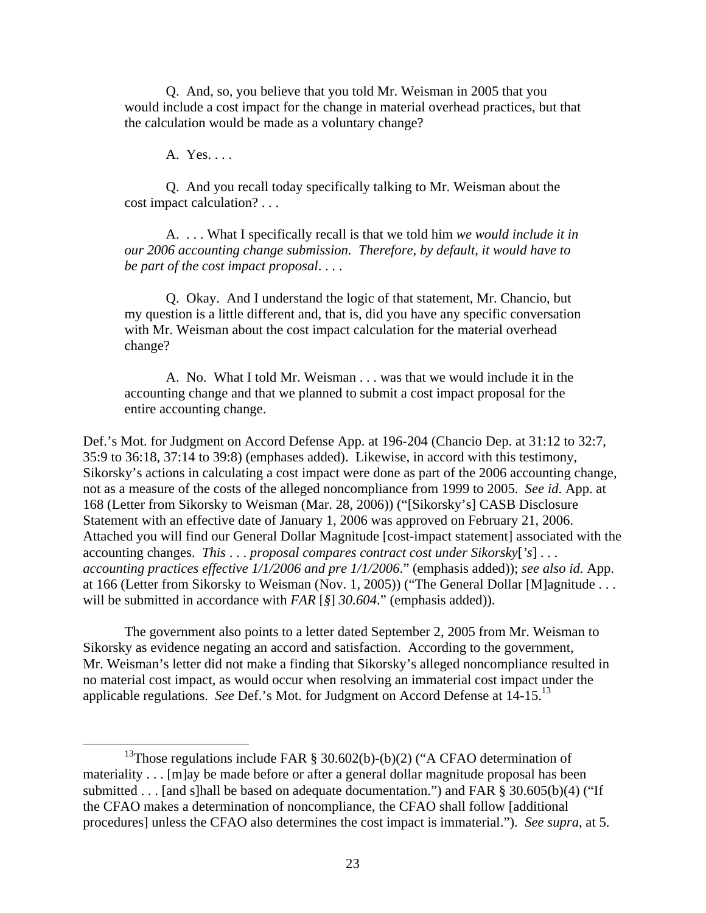> Q. And, so, you believe that you told Mr. Weisman in 2005 that you would include a cost impact for the change in material overhead practices, but that the calculation would be made as a voluntary change?
>
> A. Yes. . . .
>
> Q. And you recall today specifically talking to Mr. Weisman about the cost impact calculation? . . .
>
> A. . . . What I specifically recall is that we told him *we would include it in our 2006 accounting change submission. Therefore, by default, it would have to be part of the cost impact proposal*. . . .
>
> Q. Okay. And I understand the logic of that statement, Mr. Chancio, but my question is a little different and, that is, did you have any specific conversation with Mr. Weisman about the cost impact calculation for the material overhead change?
>
> A. No. What I told Mr. Weisman . . . was that we would include it in the accounting change and that we planned to submit a cost impact proposal for the entire accounting change.

Def.'s Mot. for Judgment on Accord Defense App. at 196-204 (Chancio Dep. at 31:12 to 32:7, 35:9 to 36:18, 37:14 to 39:8) (emphases added). Likewise, in accord with this testimony, Sikorsky's actions in calculating a cost impact were done as part of the 2006 accounting change, not as a measure of the costs of the alleged noncompliance from 1999 to 2005. *See id*. App. at 168 (Letter from Sikorsky to Weisman (Mar. 28, 2006)) ("[Sikorsky's] CASB Disclosure Statement with an effective date of January 1, 2006 was approved on February 21, 2006. Attached you will find our General Dollar Magnitude [cost-impact statement] associated with the accounting changes. *This . . . proposal compares contract cost under Sikorsky*[*'s*] *. . . accounting practices effective 1/1/2006 and pre 1/1/2006*." (emphasis added)); *see also id.* App. at 166 (Letter from Sikorsky to Weisman (Nov. 1, 2005)) ("The General Dollar [M]agnitude . . . will be submitted in accordance with *FAR* [*§*] *30.604*." (emphasis added)).

The government also points to a letter dated September 2, 2005 from Mr. Weisman to Sikorsky as evidence negating an accord and satisfaction. According to the government, Mr. Weisman's letter did not make a finding that Sikorsky's alleged noncompliance resulted in no material cost impact, as would occur when resolving an immaterial cost impact under the applicable regulations. *See* Def.'s Mot. for Judgment on Accord Defense at 14-15.[13]

[13] Those regulations include FAR § 30.602(b)-(b)(2) ("A CFAO determination of materiality . . . [m]ay be made before or after a general dollar magnitude proposal has been submitted . . . [and s]hall be based on adequate documentation.") and FAR § 30.605(b)(4) ("If the CFAO makes a determination of noncompliance, the CFAO shall follow [additional procedures] unless the CFAO also determines the cost impact is immaterial."). *See supra*, at 5.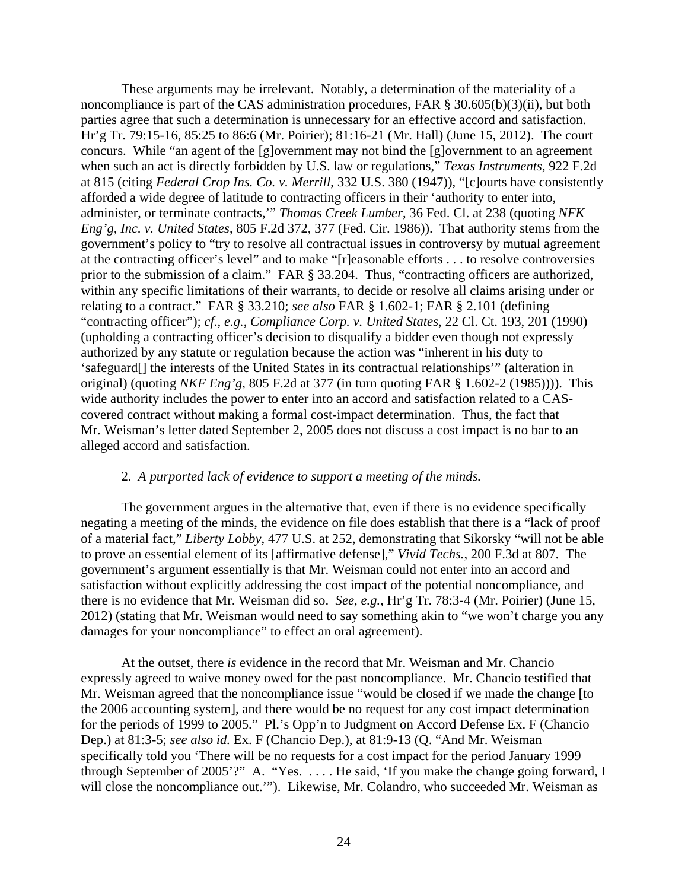These arguments may be irrelevant. Notably, a determination of the materiality of a noncompliance is part of the CAS administration procedures, FAR § 30.605(b)(3)(ii), but both parties agree that such a determination is unnecessary for an effective accord and satisfaction. Hr'g Tr. 79:15-16, 85:25 to 86:6 (Mr. Poirier); 81:16-21 (Mr. Hall) (June 15, 2012). The court concurs. While "an agent of the [g]overnment may not bind the [g]overnment to an agreement when such an act is directly forbidden by U.S. law or regulations," *Texas Instruments*, 922 F.2d at 815 (citing *Federal Crop Ins. Co. v. Merrill*, 332 U.S. 380 (1947)), "[c]ourts have consistently afforded a wide degree of latitude to contracting officers in their 'authority to enter into, administer, or terminate contracts,'" *Thomas Creek Lumber*, 36 Fed. Cl. at 238 (quoting *NFK Eng'g, Inc. v. United States*, 805 F.2d 372, 377 (Fed. Cir. 1986)). That authority stems from the government's policy to "try to resolve all contractual issues in controversy by mutual agreement at the contracting officer's level" and to make "[r]easonable efforts . . . to resolve controversies prior to the submission of a claim." FAR § 33.204. Thus, "contracting officers are authorized, within any specific limitations of their warrants, to decide or resolve all claims arising under or relating to a contract." FAR § 33.210; *see also* FAR § 1.602-1; FAR § 2.101 (defining "contracting officer"); *cf., e.g.*, *Compliance Corp. v. United States*, 22 Cl. Ct. 193, 201 (1990) (upholding a contracting officer's decision to disqualify a bidder even though not expressly authorized by any statute or regulation because the action was "inherent in his duty to 'safeguard[] the interests of the United States in its contractual relationships'" (alteration in original) (quoting *NKF Eng'g*, 805 F.2d at 377 (in turn quoting FAR § 1.602-2 (1985)))). This wide authority includes the power to enter into an accord and satisfaction related to a CAS-covered contract without making a formal cost-impact determination. Thus, the fact that Mr. Weisman's letter dated September 2, 2005 does not discuss a cost impact is no bar to an alleged accord and satisfaction.

2. *A purported lack of evidence to support a meeting of the minds.*

The government argues in the alternative that, even if there is no evidence specifically negating a meeting of the minds, the evidence on file does establish that there is a "lack of proof of a material fact," *Liberty Lobby*, 477 U.S. at 252, demonstrating that Sikorsky "will not be able to prove an essential element of its [affirmative defense]," *Vivid Techs.*, 200 F.3d at 807. The government's argument essentially is that Mr. Weisman could not enter into an accord and satisfaction without explicitly addressing the cost impact of the potential noncompliance, and there is no evidence that Mr. Weisman did so. *See, e.g.*, Hr'g Tr. 78:3-4 (Mr. Poirier) (June 15, 2012) (stating that Mr. Weisman would need to say something akin to "we won't charge you any damages for your noncompliance" to effect an oral agreement).

At the outset, there *is* evidence in the record that Mr. Weisman and Mr. Chancio expressly agreed to waive money owed for the past noncompliance. Mr. Chancio testified that Mr. Weisman agreed that the noncompliance issue "would be closed if we made the change [to the 2006 accounting system], and there would be no request for any cost impact determination for the periods of 1999 to 2005." Pl.'s Opp'n to Judgment on Accord Defense Ex. F (Chancio Dep.) at 81:3-5; *see also id.* Ex. F (Chancio Dep.), at 81:9-13 (Q. "And Mr. Weisman specifically told you 'There will be no requests for a cost impact for the period January 1999 through September of 2005'?" A. "Yes. . . . . He said, 'If you make the change going forward, I will close the noncompliance out.'"). Likewise, Mr. Colandro, who succeeded Mr. Weisman as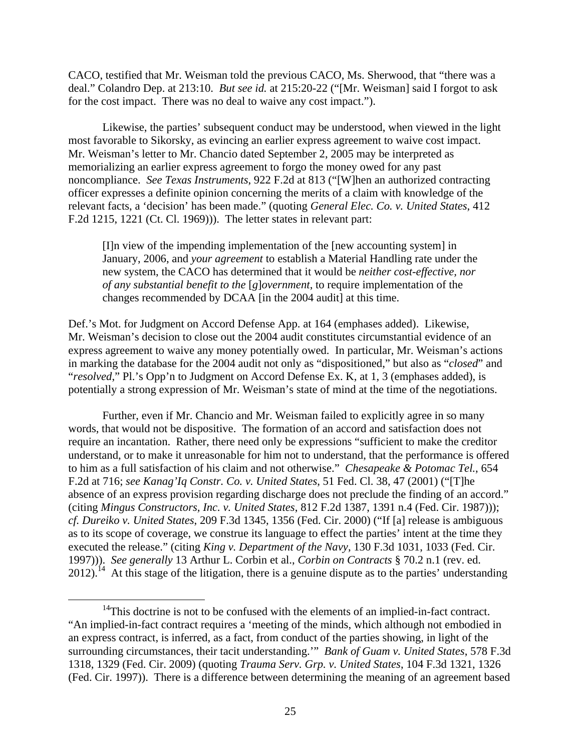CACO, testified that Mr. Weisman told the previous CACO, Ms. Sherwood, that "there was a deal." Colandro Dep. at 213:10. *But see id.* at 215:20-22 ("[Mr. Weisman] said I forgot to ask for the cost impact. There was no deal to waive any cost impact.").

Likewise, the parties' subsequent conduct may be understood, when viewed in the light most favorable to Sikorsky, as evincing an earlier express agreement to waive cost impact. Mr. Weisman's letter to Mr. Chancio dated September 2, 2005 may be interpreted as memorializing an earlier express agreement to forgo the money owed for any past noncompliance. *See Texas Instruments*, 922 F.2d at 813 ("[W]hen an authorized contracting officer expresses a definite opinion concerning the merits of a claim with knowledge of the relevant facts, a 'decision' has been made." (quoting *General Elec. Co. v. United States*, 412 F.2d 1215, 1221 (Ct. Cl. 1969))). The letter states in relevant part:

> [I]n view of the impending implementation of the [new accounting system] in January, 2006, and *your agreement* to establish a Material Handling rate under the new system, the CACO has determined that it would be *neither cost-effective, nor of any substantial benefit to the* [*g*]*overnment*, to require implementation of the changes recommended by DCAA [in the 2004 audit] at this time.

Def.'s Mot. for Judgment on Accord Defense App. at 164 (emphases added). Likewise, Mr. Weisman's decision to close out the 2004 audit constitutes circumstantial evidence of an express agreement to waive any money potentially owed. In particular, Mr. Weisman's actions in marking the database for the 2004 audit not only as "dispositioned," but also as "*closed*" and "*resolved*," Pl.'s Opp'n to Judgment on Accord Defense Ex. K, at 1, 3 (emphases added), is potentially a strong expression of Mr. Weisman's state of mind at the time of the negotiations.

Further, even if Mr. Chancio and Mr. Weisman failed to explicitly agree in so many words, that would not be dispositive. The formation of an accord and satisfaction does not require an incantation. Rather, there need only be expressions "sufficient to make the creditor understand, or to make it unreasonable for him not to understand, that the performance is offered to him as a full satisfaction of his claim and not otherwise." *Chesapeake & Potomac Tel.*, 654 F.2d at 716; *see Kanag'Iq Constr. Co. v. United States*, 51 Fed. Cl. 38, 47 (2001) ("[T]he absence of an express provision regarding discharge does not preclude the finding of an accord." (citing *Mingus Constructors, Inc. v. United States*, 812 F.2d 1387, 1391 n.4 (Fed. Cir. 1987))); *cf. Dureiko v. United States*, 209 F.3d 1345, 1356 (Fed. Cir. 2000) ("If [a] release is ambiguous as to its scope of coverage, we construe its language to effect the parties' intent at the time they executed the release." (citing *King v. Department of the Navy*, 130 F.3d 1031, 1033 (Fed. Cir. 1997))). *See generally* 13 Arthur L. Corbin et al., *Corbin on Contracts* § 70.2 n.1 (rev. ed. 2012).[14] At this stage of the litigation, there is a genuine dispute as to the parties' understanding

---

[14]This doctrine is not to be confused with the elements of an implied-in-fact contract. "An implied-in-fact contract requires a 'meeting of the minds, which although not embodied in an express contract, is inferred, as a fact, from conduct of the parties showing, in light of the surrounding circumstances, their tacit understanding.'" *Bank of Guam v. United States*, 578 F.3d 1318, 1329 (Fed. Cir. 2009) (quoting *Trauma Serv. Grp. v. United States*, 104 F.3d 1321, 1326 (Fed. Cir. 1997)). There is a difference between determining the meaning of an agreement based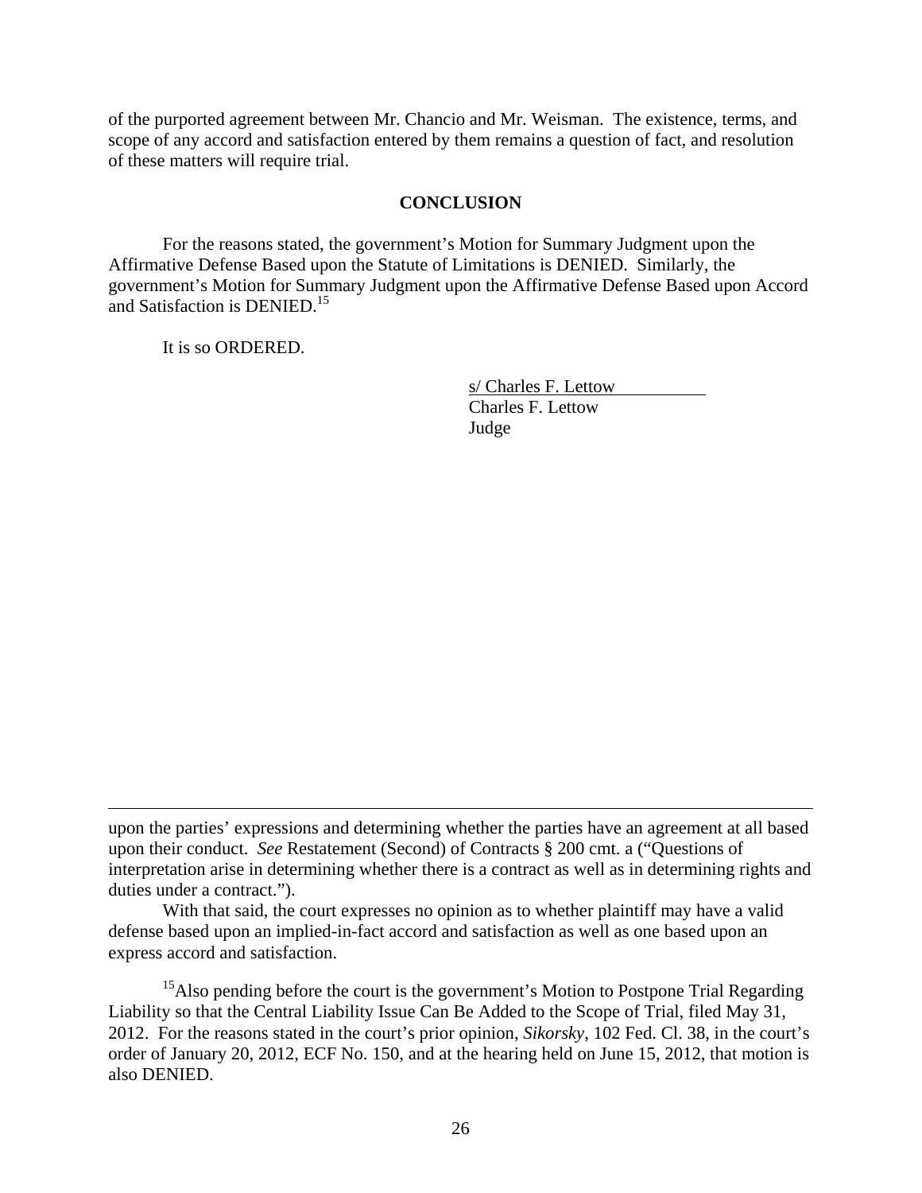of the purported agreement between Mr. Chancio and Mr. Weisman. The existence, terms, and scope of any accord and satisfaction entered by them remains a question of fact, and resolution of these matters will require trial.

## CONCLUSION

For the reasons stated, the government's Motion for Summary Judgment upon the Affirmative Defense Based upon the Statute of Limitations is DENIED. Similarly, the government's Motion for Summary Judgment upon the Affirmative Defense Based upon Accord and Satisfaction is DENIED.[15]

It is so ORDERED.

s/ Charles F. Lettow
Charles F. Lettow
Judge

---

upon the parties' expressions and determining whether the parties have an agreement at all based upon their conduct. *See* Restatement (Second) of Contracts § 200 cmt. a ("Questions of interpretation arise in determining whether there is a contract as well as in determining rights and duties under a contract.").

With that said, the court expresses no opinion as to whether plaintiff may have a valid defense based upon an implied-in-fact accord and satisfaction as well as one based upon an express accord and satisfaction.

[15] Also pending before the court is the government's Motion to Postpone Trial Regarding Liability so that the Central Liability Issue Can Be Added to the Scope of Trial, filed May 31, 2012. For the reasons stated in the court's prior opinion, *Sikorsky*, 102 Fed. Cl. 38, in the court's order of January 20, 2012, ECF No. 150, and at the hearing held on June 15, 2012, that motion is also DENIED.